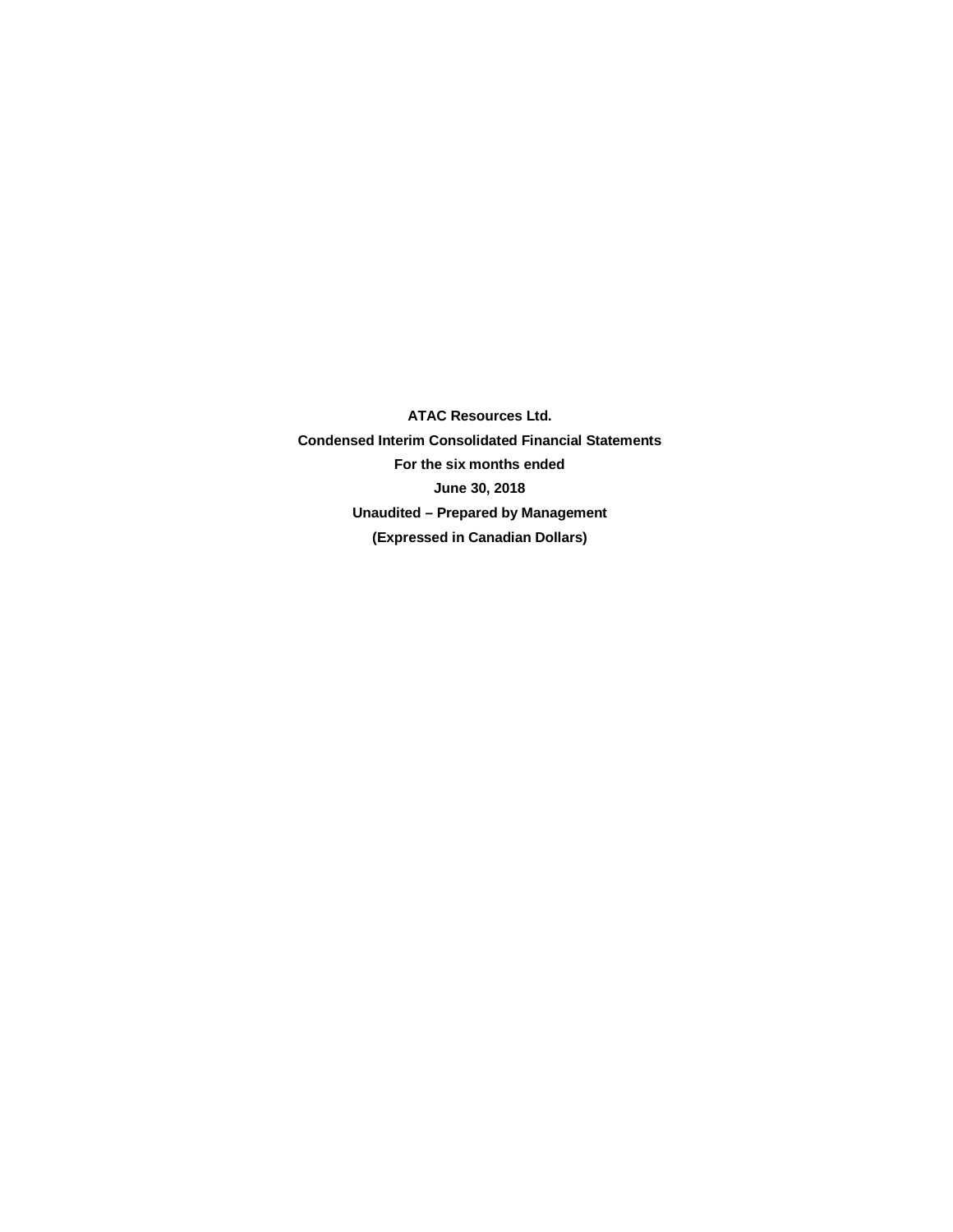**ATAC Resources Ltd.**

**Condensed Interim Consolidated Financial Statements**

**For the six months ended**

**June 30, 2018**

**Unaudited – Prepared by Management**

**(Expressed in Canadian Dollars)**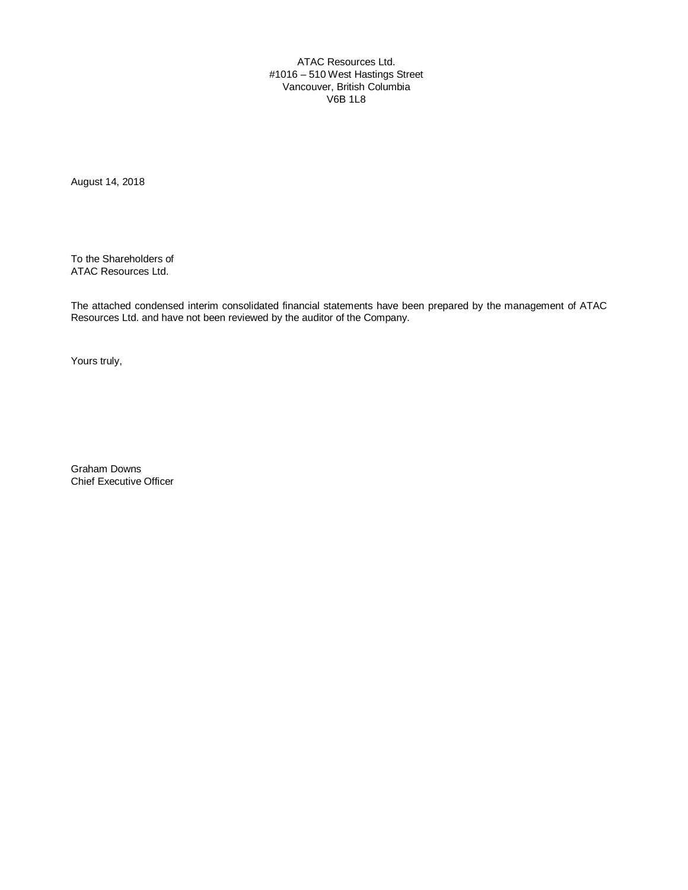ATAC Resources Ltd.
#1016 – 510 West Hastings Street
Vancouver, British Columbia
V6B 1L8

August 14, 2018

To the Shareholders of
ATAC Resources Ltd.

The attached condensed interim consolidated financial statements have been prepared by the management of ATAC Resources Ltd. and have not been reviewed by the auditor of the Company.

Yours truly,

Graham Downs
Chief Executive Officer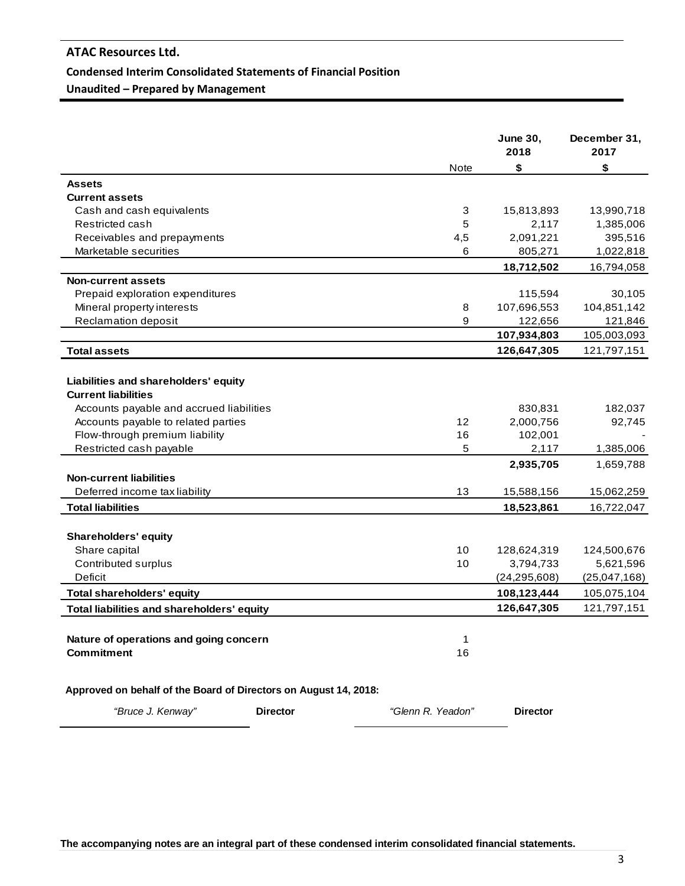# ATAC Resources Ltd.

## Condensed Interim Consolidated Statements of Financial Position

### Unaudited – Prepared by Management

| | Note | June 30, 2018 $ | December 31, 2017 $ |
|---|---|---|---|
| **Assets** | | | |
| **Current assets** | | | |
| Cash and cash equivalents | 3 | 15,813,893 | 13,990,718 |
| Restricted cash | 5 | 2,117 | 1,385,006 |
| Receivables and prepayments | 4,5 | 2,091,221 | 395,516 |
| Marketable securities | 6 | 805,271 | 1,022,818 |
| | | **18,712,502** | 16,794,058 |
| **Non-current assets** | | | |
| Prepaid exploration expenditures | | 115,594 | 30,105 |
| Mineral property interests | 8 | 107,696,553 | 104,851,142 |
| Reclamation deposit | 9 | 122,656 | 121,846 |
| | | **107,934,803** | 105,003,093 |
| **Total assets** | | **126,647,305** | 121,797,151 |
| | | | |
| **Liabilities and shareholders' equity** | | | |
| **Current liabilities** | | | |
| Accounts payable and accrued liabilities | | 830,831 | 182,037 |
| Accounts payable to related parties | 12 | 2,000,756 | 92,745 |
| Flow-through premium liability | 16 | 102,001 | - |
| Restricted cash payable | 5 | 2,117 | 1,385,006 |
| | | **2,935,705** | 1,659,788 |
| **Non-current liabilities** | | | |
| Deferred income tax liability | 13 | 15,588,156 | 15,062,259 |
| **Total liabilities** | | **18,523,861** | 16,722,047 |
| | | | |
| **Shareholders' equity** | | | |
| Share capital | 10 | 128,624,319 | 124,500,676 |
| Contributed surplus | 10 | 3,794,733 | 5,621,596 |
| Deficit | | (24,295,608) | (25,047,168) |
| **Total shareholders' equity** | | **108,123,444** | 105,075,104 |
| **Total liabilities and shareholders' equity** | | **126,647,305** | 121,797,151 |
| | | | |
| **Nature of operations and going concern** | 1 | | |
| **Commitment** | 16 | | |

**Approved on behalf of the Board of Directors on August 14, 2018:**

*"Bruce J. Kenway"* **Director** *"Glenn R. Yeadon"* **Director**

**The accompanying notes are an integral part of these condensed interim consolidated financial statements.**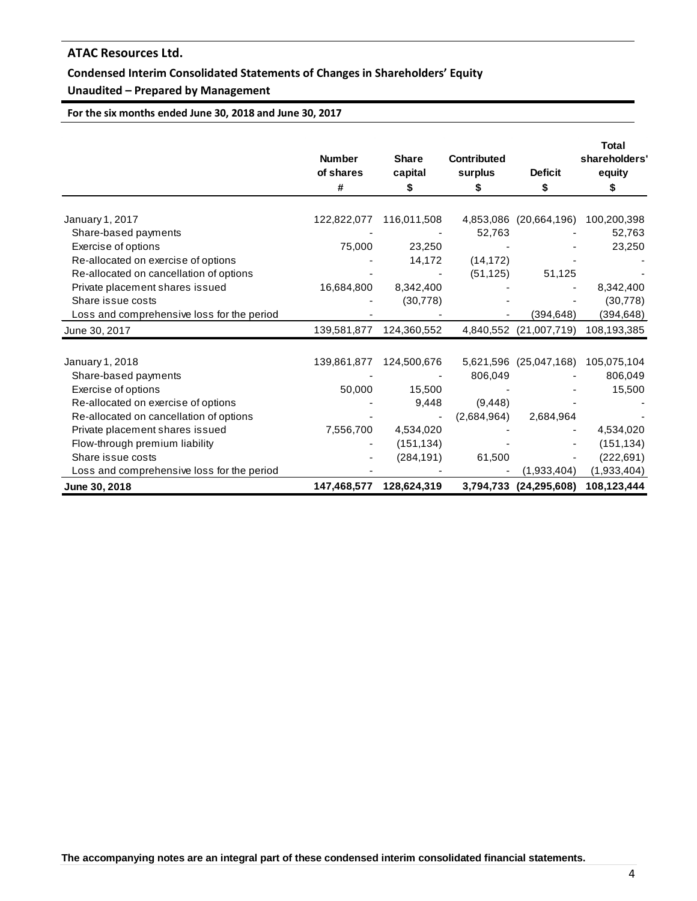## ATAC Resources Ltd.

### Condensed Interim Consolidated Statements of Changes in Shareholders' Equity

### Unaudited – Prepared by Management

**For the six months ended June 30, 2018 and June 30, 2017**

| | Number of shares # | Share capital $ | Contributed surplus $ | Deficit $ | Total shareholders' equity $ |
|---|---|---|---|---|---|
| January 1, 2017 | 122,822,077 | 116,011,508 | 4,853,086 | (20,664,196) | 100,200,398 |
| Share-based payments | - | - | 52,763 | - | 52,763 |
| Exercise of options | 75,000 | 23,250 | - | - | 23,250 |
| Re-allocated on exercise of options | - | 14,172 | (14,172) | - | - |
| Re-allocated on cancellation of options | - | - | (51,125) | 51,125 | - |
| Private placement shares issued | 16,684,800 | 8,342,400 | - | - | 8,342,400 |
| Share issue costs | - | (30,778) | - | - | (30,778) |
| Loss and comprehensive loss for the period | - | - | - | (394,648) | (394,648) |
| June 30, 2017 | 139,581,877 | 124,360,552 | 4,840,552 | (21,007,719) | 108,193,385 |
| | | | | | |
| January 1, 2018 | 139,861,877 | 124,500,676 | 5,621,596 | (25,047,168) | 105,075,104 |
| Share-based payments | - | - | 806,049 | - | 806,049 |
| Exercise of options | 50,000 | 15,500 | - | - | 15,500 |
| Re-allocated on exercise of options | - | 9,448 | (9,448) | - | - |
| Re-allocated on cancellation of options | - | - | (2,684,964) | 2,684,964 | - |
| Private placement shares issued | 7,556,700 | 4,534,020 | - | - | 4,534,020 |
| Flow-through premium liability | - | (151,134) | - | - | (151,134) |
| Share issue costs | - | (284,191) | 61,500 | - | (222,691) |
| Loss and comprehensive loss for the period | - | - | - | (1,933,404) | (1,933,404) |
| **June 30, 2018** | **147,468,577** | **128,624,319** | **3,794,733** | **(24,295,608)** | **108,123,444** |

**The accompanying notes are an integral part of these condensed interim consolidated financial statements.**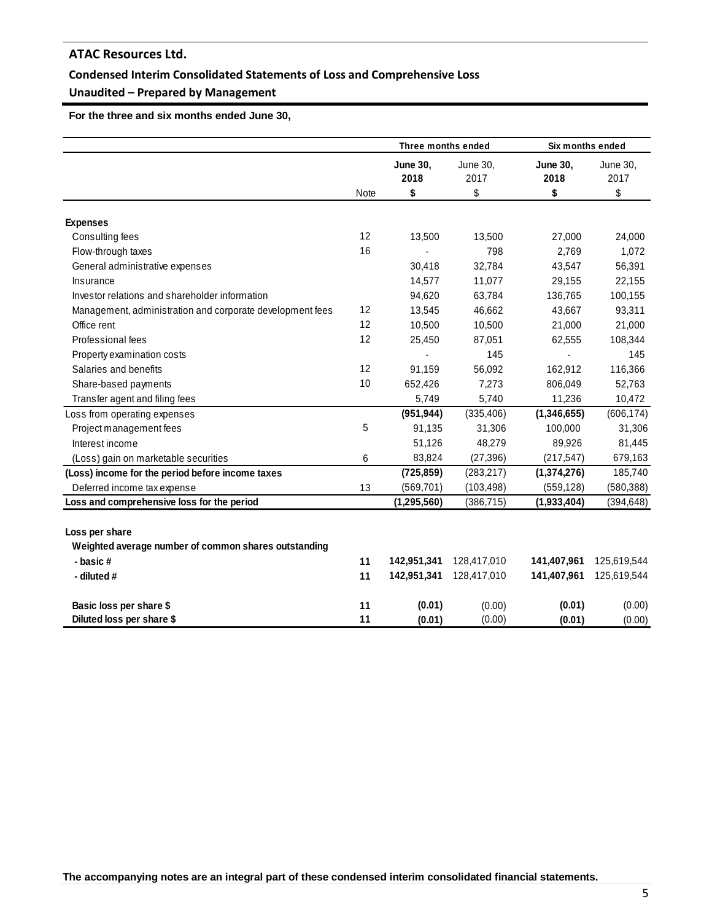# ATAC Resources Ltd.

## Condensed Interim Consolidated Statements of Loss and Comprehensive Loss

## Unaudited – Prepared by Management

**For the three and six months ended June 30,**

| | Note | Three months ended | | Six months ended | |
|---|---|---|---|---|---|
| | | **June 30, 2018** | June 30, 2017 | **June 30, 2018** | June 30, 2017 |
| | | **$** | $ | **$** | $ |
| **Expenses** | | | | | |
| Consulting fees | 12 | 13,500 | 13,500 | 27,000 | 24,000 |
| Flow-through taxes | 16 | - | 798 | 2,769 | 1,072 |
| General administrative expenses | | 30,418 | 32,784 | 43,547 | 56,391 |
| Insurance | | 14,577 | 11,077 | 29,155 | 22,155 |
| Investor relations and shareholder information | | 94,620 | 63,784 | 136,765 | 100,155 |
| Management, administration and corporate development fees | 12 | 13,545 | 46,662 | 43,667 | 93,311 |
| Office rent | 12 | 10,500 | 10,500 | 21,000 | 21,000 |
| Professional fees | 12 | 25,450 | 87,051 | 62,555 | 108,344 |
| Property examination costs | | - | 145 | - | 145 |
| Salaries and benefits | 12 | 91,159 | 56,092 | 162,912 | 116,366 |
| Share-based payments | 10 | 652,426 | 7,273 | 806,049 | 52,763 |
| Transfer agent and filing fees | | 5,749 | 5,740 | 11,236 | 10,472 |
| Loss from operating expenses | | **(951,944)** | (335,406) | **(1,346,655)** | (606,174) |
| Project management fees | 5 | 91,135 | 31,306 | 100,000 | 31,306 |
| Interest income | | 51,126 | 48,279 | 89,926 | 81,445 |
| (Loss) gain on marketable securities | 6 | 83,824 | (27,396) | (217,547) | 679,163 |
| **(Loss) income for the period before income taxes** | | **(725,859)** | (283,217) | **(1,374,276)** | 185,740 |
| Deferred income tax expense | 13 | (569,701) | (103,498) | (559,128) | (580,388) |
| **Loss and comprehensive loss for the period** | | **(1,295,560)** | (386,715) | **(1,933,404)** | (394,648) |
| | | | | | |
| **Loss per share** | | | | | |
| **Weighted average number of common shares outstanding** | | | | | |
| **- basic #** | **11** | **142,951,341** | 128,417,010 | **141,407,961** | 125,619,544 |
| **- diluted #** | **11** | **142,951,341** | 128,417,010 | **141,407,961** | 125,619,544 |
| | | | | | |
| **Basic loss per share $** | **11** | **(0.01)** | (0.00) | **(0.01)** | (0.00) |
| **Diluted loss per share $** | **11** | **(0.01)** | (0.00) | **(0.01)** | (0.00) |

**The accompanying notes are an integral part of these condensed interim consolidated financial statements.**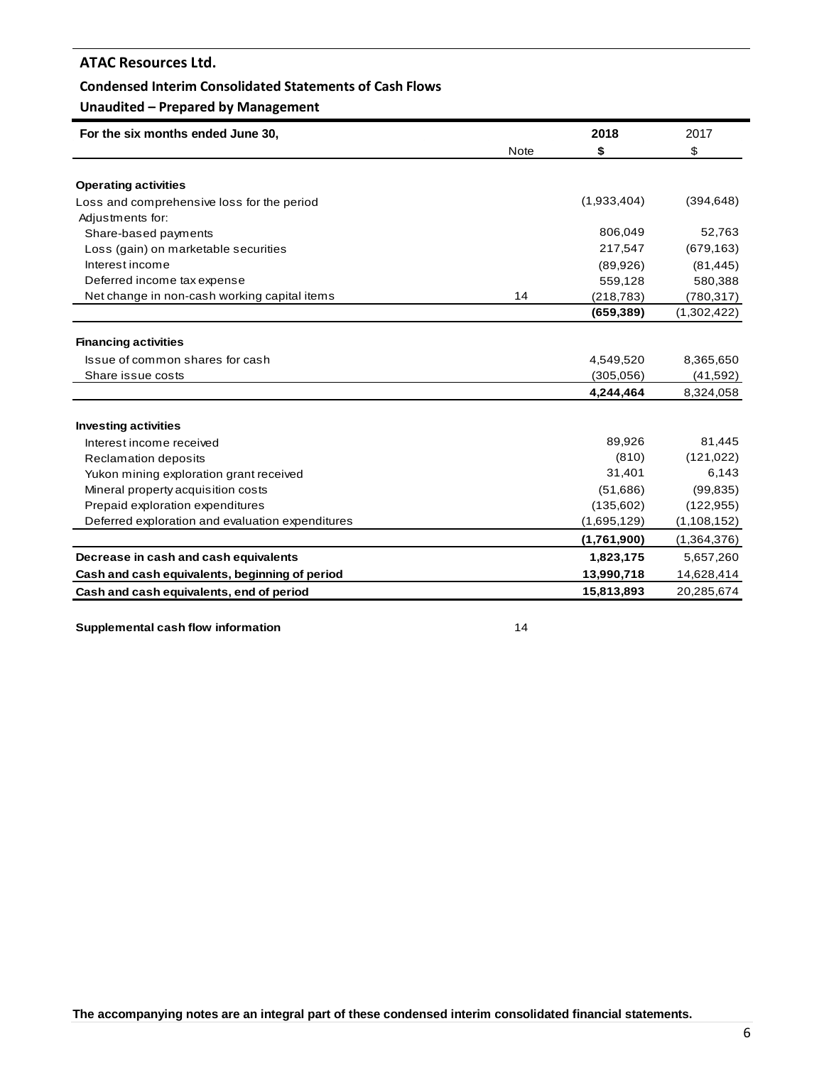# ATAC Resources Ltd.

## Condensed Interim Consolidated Statements of Cash Flows

### Unaudited – Prepared by Management

| For the six months ended June 30, | Note | 2018 $ | 2017 $ |
|---|---|---|---|
| **Operating activities** | | | |
| Loss and comprehensive loss for the period | | (1,933,404) | (394,648) |
| Adjustments for: | | | |
| Share-based payments | | 806,049 | 52,763 |
| Loss (gain) on marketable securities | | 217,547 | (679,163) |
| Interest income | | (89,926) | (81,445) |
| Deferred income tax expense | | 559,128 | 580,388 |
| Net change in non-cash working capital items | 14 | (218,783) | (780,317) |
| | | **(659,389)** | (1,302,422) |
| **Financing activities** | | | |
| Issue of common shares for cash | | 4,549,520 | 8,365,650 |
| Share issue costs | | (305,056) | (41,592) |
| | | **4,244,464** | 8,324,058 |
| **Investing activities** | | | |
| Interest income received | | 89,926 | 81,445 |
| Reclamation deposits | | (810) | (121,022) |
| Yukon mining exploration grant received | | 31,401 | 6,143 |
| Mineral property acquisition costs | | (51,686) | (99,835) |
| Prepaid exploration expenditures | | (135,602) | (122,955) |
| Deferred exploration and evaluation expenditures | | (1,695,129) | (1,108,152) |
| | | **(1,761,900)** | (1,364,376) |
| **Decrease in cash and cash equivalents** | | **1,823,175** | 5,657,260 |
| **Cash and cash equivalents, beginning of period** | | **13,990,718** | 14,628,414 |
| **Cash and cash equivalents, end of period** | | **15,813,893** | 20,285,674 |

**Supplemental cash flow information** 14

**The accompanying notes are an integral part of these condensed interim consolidated financial statements.**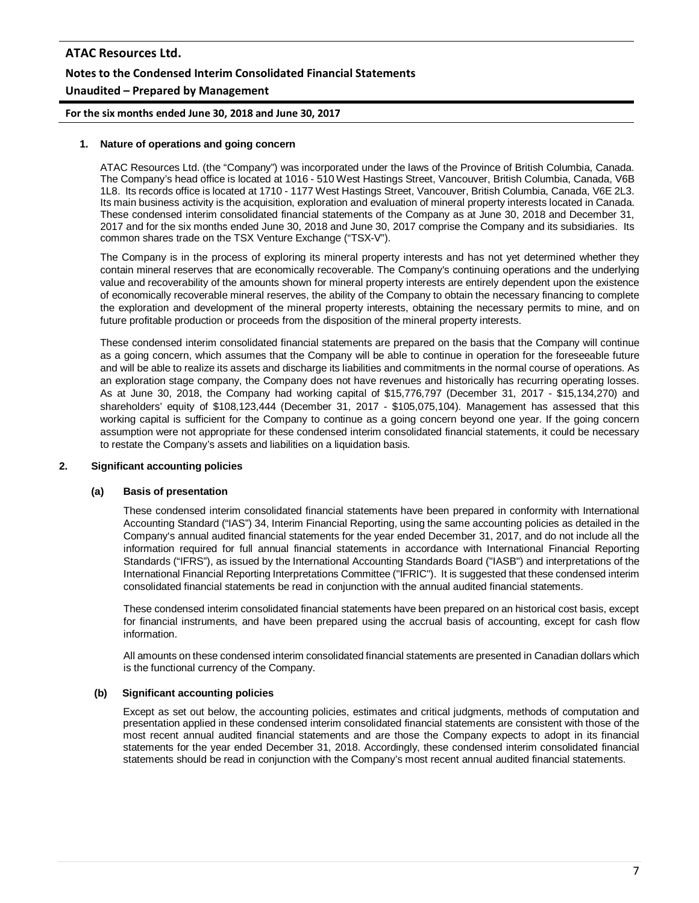## 1. Nature of operations and going concern

ATAC Resources Ltd. (the "Company") was incorporated under the laws of the Province of British Columbia, Canada. The Company's head office is located at 1016 - 510 West Hastings Street, Vancouver, British Columbia, Canada, V6B 1L8. Its records office is located at 1710 - 1177 West Hastings Street, Vancouver, British Columbia, Canada, V6E 2L3. Its main business activity is the acquisition, exploration and evaluation of mineral property interests located in Canada. These condensed interim consolidated financial statements of the Company as at June 30, 2018 and December 31, 2017 and for the six months ended June 30, 2018 and June 30, 2017 comprise the Company and its subsidiaries. Its common shares trade on the TSX Venture Exchange ("TSX-V").

The Company is in the process of exploring its mineral property interests and has not yet determined whether they contain mineral reserves that are economically recoverable. The Company's continuing operations and the underlying value and recoverability of the amounts shown for mineral property interests are entirely dependent upon the existence of economically recoverable mineral reserves, the ability of the Company to obtain the necessary financing to complete the exploration and development of the mineral property interests, obtaining the necessary permits to mine, and on future profitable production or proceeds from the disposition of the mineral property interests.

These condensed interim consolidated financial statements are prepared on the basis that the Company will continue as a going concern, which assumes that the Company will be able to continue in operation for the foreseeable future and will be able to realize its assets and discharge its liabilities and commitments in the normal course of operations. As an exploration stage company, the Company does not have revenues and historically has recurring operating losses. As at June 30, 2018, the Company had working capital of $15,776,797 (December 31, 2017 - $15,134,270) and shareholders' equity of $108,123,444 (December 31, 2017 - $105,075,104). Management has assessed that this working capital is sufficient for the Company to continue as a going concern beyond one year. If the going concern assumption were not appropriate for these condensed interim consolidated financial statements, it could be necessary to restate the Company's assets and liabilities on a liquidation basis.

## 2. Significant accounting policies

### (a) Basis of presentation

These condensed interim consolidated financial statements have been prepared in conformity with International Accounting Standard ("IAS") 34, Interim Financial Reporting, using the same accounting policies as detailed in the Company's annual audited financial statements for the year ended December 31, 2017, and do not include all the information required for full annual financial statements in accordance with International Financial Reporting Standards ("IFRS"), as issued by the International Accounting Standards Board ("IASB") and interpretations of the International Financial Reporting Interpretations Committee ("IFRIC"). It is suggested that these condensed interim consolidated financial statements be read in conjunction with the annual audited financial statements.

These condensed interim consolidated financial statements have been prepared on an historical cost basis, except for financial instruments, and have been prepared using the accrual basis of accounting, except for cash flow information.

All amounts on these condensed interim consolidated financial statements are presented in Canadian dollars which is the functional currency of the Company.

### (b) Significant accounting policies

Except as set out below, the accounting policies, estimates and critical judgments, methods of computation and presentation applied in these condensed interim consolidated financial statements are consistent with those of the most recent annual audited financial statements and are those the Company expects to adopt in its financial statements for the year ended December 31, 2018. Accordingly, these condensed interim consolidated financial statements should be read in conjunction with the Company's most recent annual audited financial statements.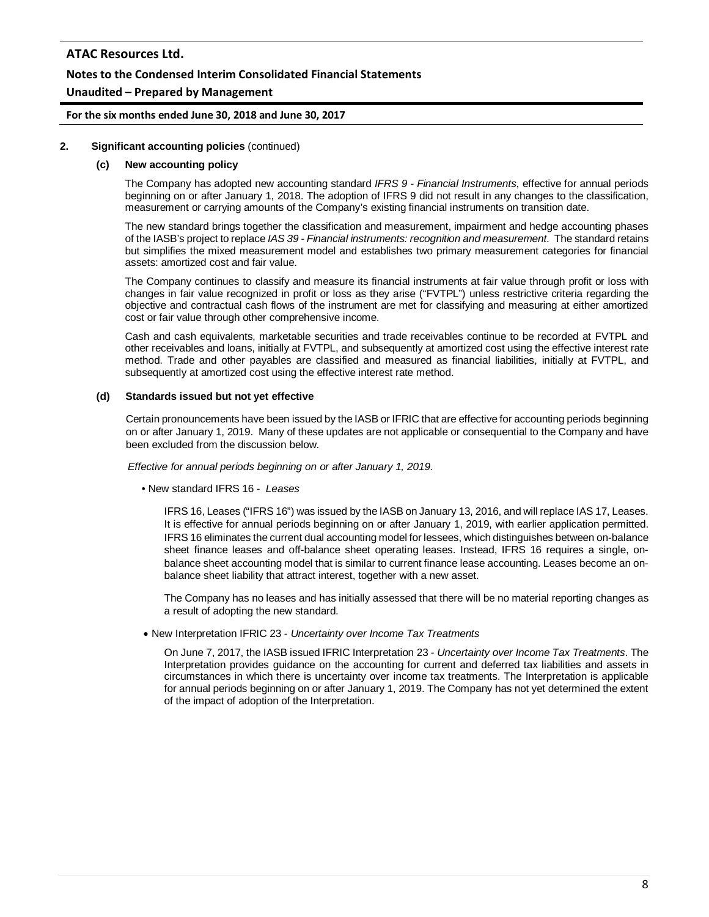## 2. Significant accounting policies (continued)

### (c) New accounting policy

The Company has adopted new accounting standard *IFRS 9 - Financial Instruments*, effective for annual periods beginning on or after January 1, 2018. The adoption of IFRS 9 did not result in any changes to the classification, measurement or carrying amounts of the Company's existing financial instruments on transition date.

The new standard brings together the classification and measurement, impairment and hedge accounting phases of the IASB's project to replace *IAS 39 - Financial instruments: recognition and measurement*. The standard retains but simplifies the mixed measurement model and establishes two primary measurement categories for financial assets: amortized cost and fair value.

The Company continues to classify and measure its financial instruments at fair value through profit or loss with changes in fair value recognized in profit or loss as they arise ("FVTPL") unless restrictive criteria regarding the objective and contractual cash flows of the instrument are met for classifying and measuring at either amortized cost or fair value through other comprehensive income.

Cash and cash equivalents, marketable securities and trade receivables continue to be recorded at FVTPL and other receivables and loans, initially at FVTPL, and subsequently at amortized cost using the effective interest rate method. Trade and other payables are classified and measured as financial liabilities, initially at FVTPL, and subsequently at amortized cost using the effective interest rate method.

### (d) Standards issued but not yet effective

Certain pronouncements have been issued by the IASB or IFRIC that are effective for accounting periods beginning on or after January 1, 2019. Many of these updates are not applicable or consequential to the Company and have been excluded from the discussion below.

*Effective for annual periods beginning on or after January 1, 2019.*

- New standard IFRS 16 - *Leases*

  IFRS 16, Leases ("IFRS 16") was issued by the IASB on January 13, 2016, and will replace IAS 17, Leases. It is effective for annual periods beginning on or after January 1, 2019, with earlier application permitted. IFRS 16 eliminates the current dual accounting model for lessees, which distinguishes between on-balance sheet finance leases and off-balance sheet operating leases. Instead, IFRS 16 requires a single, on-balance sheet accounting model that is similar to current finance lease accounting. Leases become an on-balance sheet liability that attract interest, together with a new asset.

  The Company has no leases and has initially assessed that there will be no material reporting changes as a result of adopting the new standard.

- New Interpretation IFRIC 23 - *Uncertainty over Income Tax Treatments*

  On June 7, 2017, the IASB issued IFRIC Interpretation 23 - *Uncertainty over Income Tax Treatments*. The Interpretation provides guidance on the accounting for current and deferred tax liabilities and assets in circumstances in which there is uncertainty over income tax treatments. The Interpretation is applicable for annual periods beginning on or after January 1, 2019. The Company has not yet determined the extent of the impact of adoption of the Interpretation.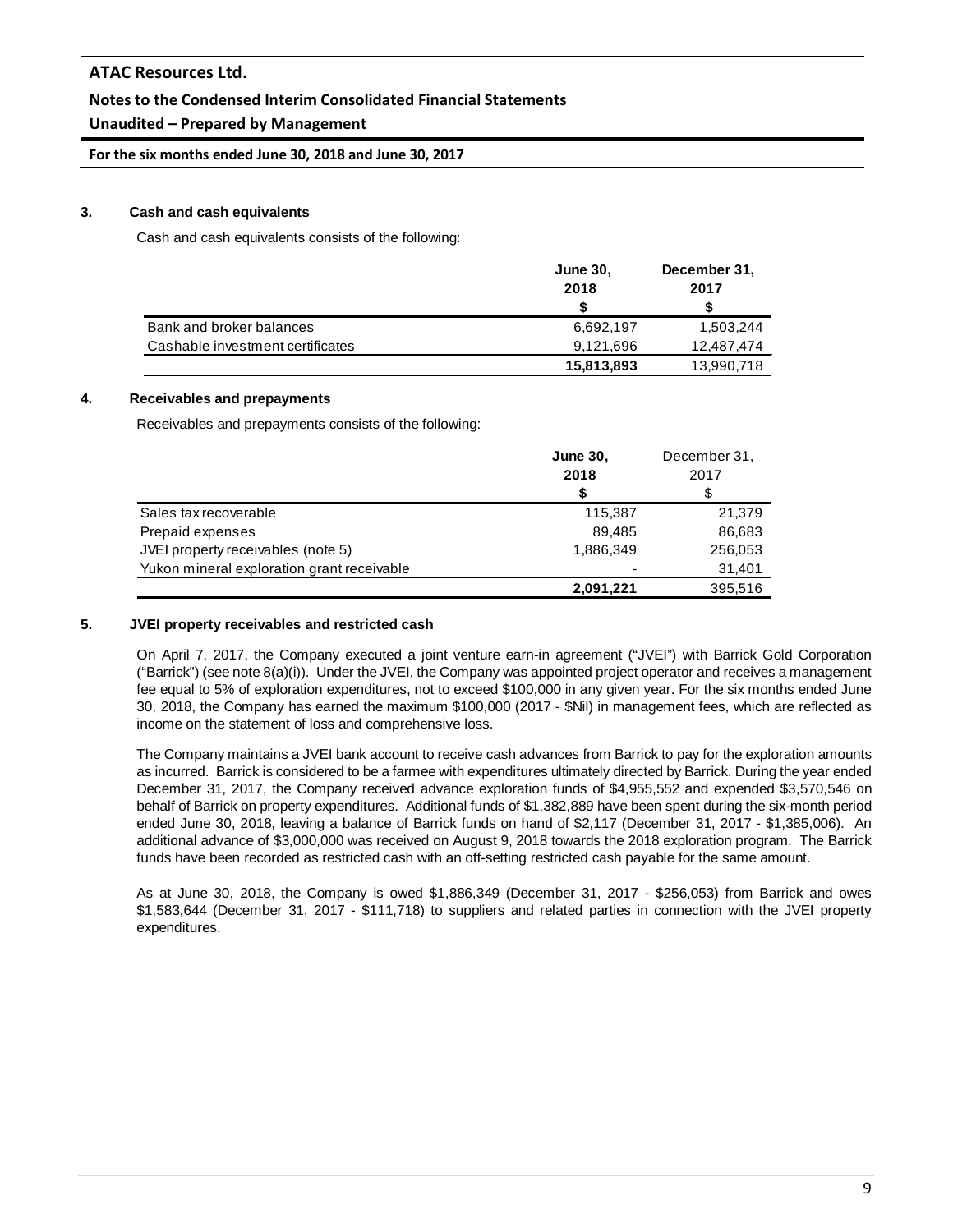### 3. Cash and cash equivalents

Cash and cash equivalents consists of the following:

| | June 30, 2018 $ | December 31, 2017 $ |
|---|---|---|
| Bank and broker balances | 6,692,197 | 1,503,244 |
| Cashable investment certificates | 9,121,696 | 12,487,474 |
| | **15,813,893** | 13,990,718 |

### 4. Receivables and prepayments

Receivables and prepayments consists of the following:

| | June 30, 2018 $ | December 31, 2017 $ |
|---|---|---|
| Sales tax recoverable | 115,387 | 21,379 |
| Prepaid expenses | 89,485 | 86,683 |
| JVEI property receivables (note 5) | 1,886,349 | 256,053 |
| Yukon mineral exploration grant receivable | - | 31,401 |
| | **2,091,221** | 395,516 |

### 5. JVEI property receivables and restricted cash

On April 7, 2017, the Company executed a joint venture earn-in agreement ("JVEI") with Barrick Gold Corporation ("Barrick") (see note 8(a)(i)). Under the JVEI, the Company was appointed project operator and receives a management fee equal to 5% of exploration expenditures, not to exceed $100,000 in any given year. For the six months ended June 30, 2018, the Company has earned the maximum $100,000 (2017 - $Nil) in management fees, which are reflected as income on the statement of loss and comprehensive loss.

The Company maintains a JVEI bank account to receive cash advances from Barrick to pay for the exploration amounts as incurred. Barrick is considered to be a farmee with expenditures ultimately directed by Barrick. During the year ended December 31, 2017, the Company received advance exploration funds of $4,955,552 and expended $3,570,546 on behalf of Barrick on property expenditures. Additional funds of $1,382,889 have been spent during the six-month period ended June 30, 2018, leaving a balance of Barrick funds on hand of $2,117 (December 31, 2017 - $1,385,006). An additional advance of $3,000,000 was received on August 9, 2018 towards the 2018 exploration program. The Barrick funds have been recorded as restricted cash with an off-setting restricted cash payable for the same amount.

As at June 30, 2018, the Company is owed $1,886,349 (December 31, 2017 - $256,053) from Barrick and owes $1,583,644 (December 31, 2017 - $111,718) to suppliers and related parties in connection with the JVEI property expenditures.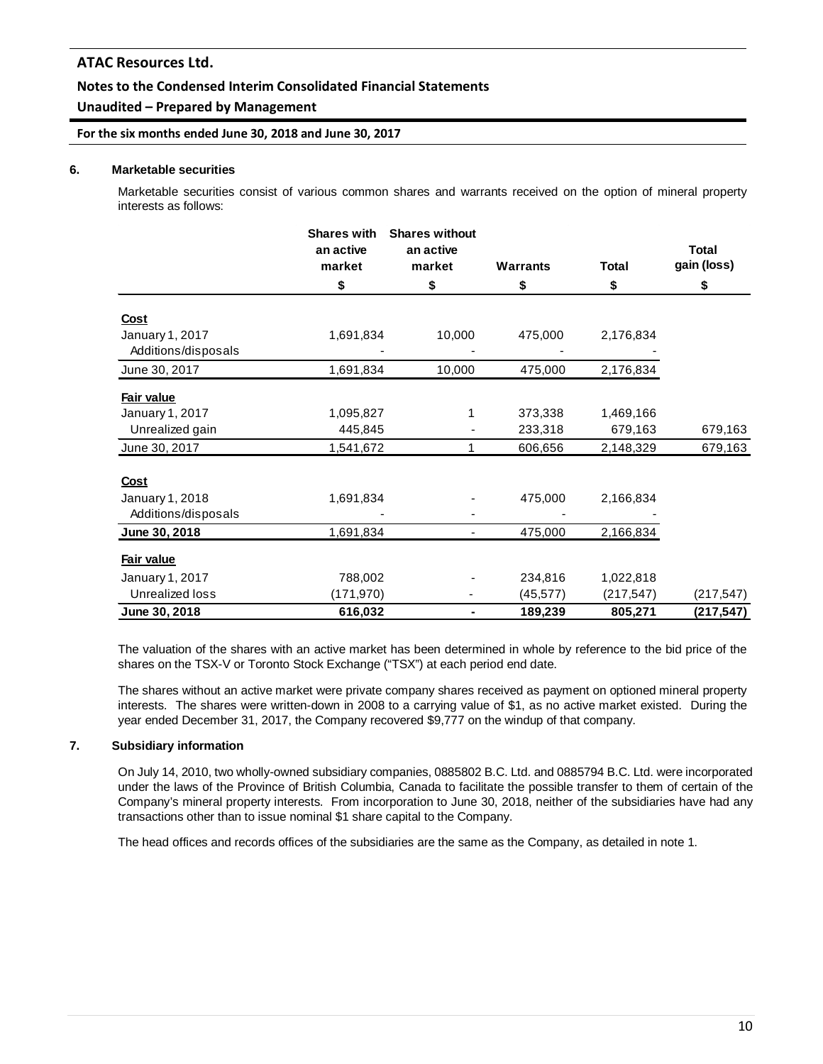## 6. Marketable securities

Marketable securities consist of various common shares and warrants received on the option of mineral property interests as follows:

| | Shares with an active market | Shares without an active market | Warrants | Total | Total gain (loss) |
|---|---|---|---|---|---|
| | $ | $ | $ | $ | $ |
| **Cost** | | | | | |
| January 1, 2017 | 1,691,834 | 10,000 | 475,000 | 2,176,834 | |
| Additions/disposals | - | - | - | - | |
| June 30, 2017 | 1,691,834 | 10,000 | 475,000 | 2,176,834 | |
| **Fair value** | | | | | |
| January 1, 2017 | 1,095,827 | 1 | 373,338 | 1,469,166 | |
| Unrealized gain | 445,845 | - | 233,318 | 679,163 | 679,163 |
| June 30, 2017 | 1,541,672 | 1 | 606,656 | 2,148,329 | 679,163 |
| **Cost** | | | | | |
| January 1, 2018 | 1,691,834 | - | 475,000 | 2,166,834 | |
| Additions/disposals | - | - | - | - | |
| **June 30, 2018** | 1,691,834 | - | 475,000 | 2,166,834 | |
| **Fair value** | | | | | |
| January 1, 2017 | 788,002 | - | 234,816 | 1,022,818 | |
| Unrealized loss | (171,970) | - | (45,577) | (217,547) | (217,547) |
| **June 30, 2018** | **616,032** | **-** | **189,239** | **805,271** | **(217,547)** |

The valuation of the shares with an active market has been determined in whole by reference to the bid price of the shares on the TSX-V or Toronto Stock Exchange ("TSX") at each period end date.

The shares without an active market were private company shares received as payment on optioned mineral property interests. The shares were written-down in 2008 to a carrying value of $1, as no active market existed. During the year ended December 31, 2017, the Company recovered $9,777 on the windup of that company.

## 7. Subsidiary information

On July 14, 2010, two wholly-owned subsidiary companies, 0885802 B.C. Ltd. and 0885794 B.C. Ltd. were incorporated under the laws of the Province of British Columbia, Canada to facilitate the possible transfer to them of certain of the Company's mineral property interests. From incorporation to June 30, 2018, neither of the subsidiaries have had any transactions other than to issue nominal $1 share capital to the Company.

The head offices and records offices of the subsidiaries are the same as the Company, as detailed in note 1.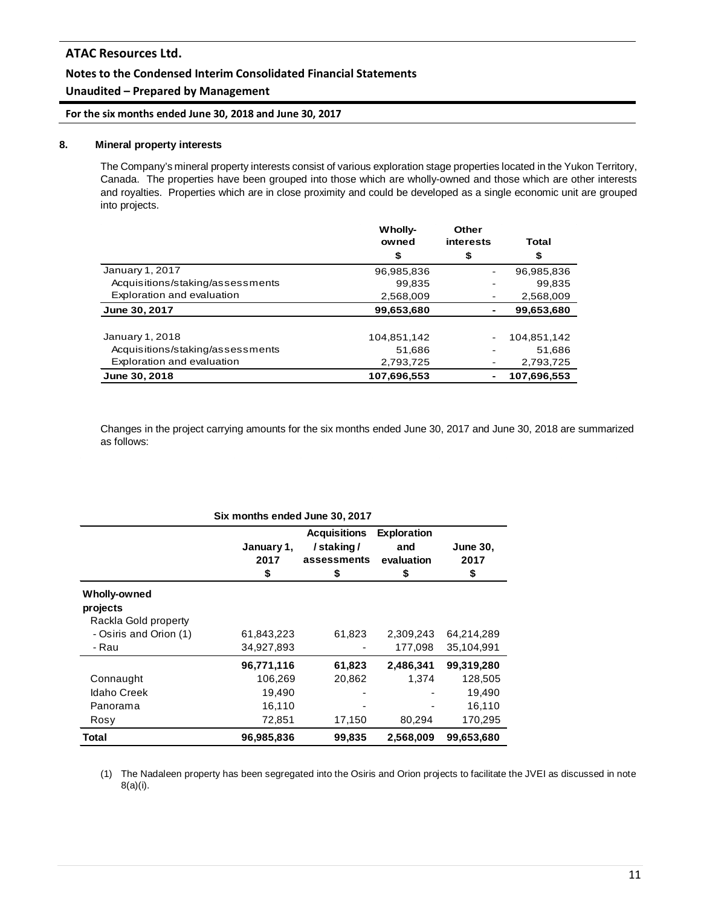## 8. Mineral property interests

The Company's mineral property interests consist of various exploration stage properties located in the Yukon Territory, Canada. The properties have been grouped into those which are wholly-owned and those which are other interests and royalties. Properties which are in close proximity and could be developed as a single economic unit are grouped into projects.

| | Wholly-owned $ | Other interests $ | Total $ |
|---|---|---|---|
| January 1, 2017 | 96,985,836 | - | 96,985,836 |
| Acquisitions/staking/assessments | 99,835 | - | 99,835 |
| Exploration and evaluation | 2,568,009 | - | 2,568,009 |
| **June 30, 2017** | **99,653,680** | **-** | **99,653,680** |
| | | | |
| January 1, 2018 | 104,851,142 | - | 104,851,142 |
| Acquisitions/staking/assessments | 51,686 | - | 51,686 |
| Exploration and evaluation | 2,793,725 | - | 2,793,725 |
| **June 30, 2018** | **107,696,553** | **-** | **107,696,553** |

Changes in the project carrying amounts for the six months ended June 30, 2017 and June 30, 2018 are summarized as follows:

**Six months ended June 30, 2017**

| | January 1, 2017 $ | Acquisitions / staking / assessments $ | Exploration and evaluation $ | June 30, 2017 $ |
|---|---|---|---|---|
| **Wholly-owned projects** | | | | |
| Rackla Gold property | | | | |
| - Osiris and Orion (1) | 61,843,223 | 61,823 | 2,309,243 | 64,214,289 |
| - Rau | 34,927,893 | - | 177,098 | 35,104,991 |
| | **96,771,116** | **61,823** | **2,486,341** | **99,319,280** |
| Connaught | 106,269 | 20,862 | 1,374 | 128,505 |
| Idaho Creek | 19,490 | - | - | 19,490 |
| Panorama | 16,110 | - | - | 16,110 |
| Rosy | 72,851 | 17,150 | 80,294 | 170,295 |
| **Total** | **96,985,836** | **99,835** | **2,568,009** | **99,653,680** |

(1) The Nadaleen property has been segregated into the Osiris and Orion projects to facilitate the JVEI as discussed in note 8(a)(i).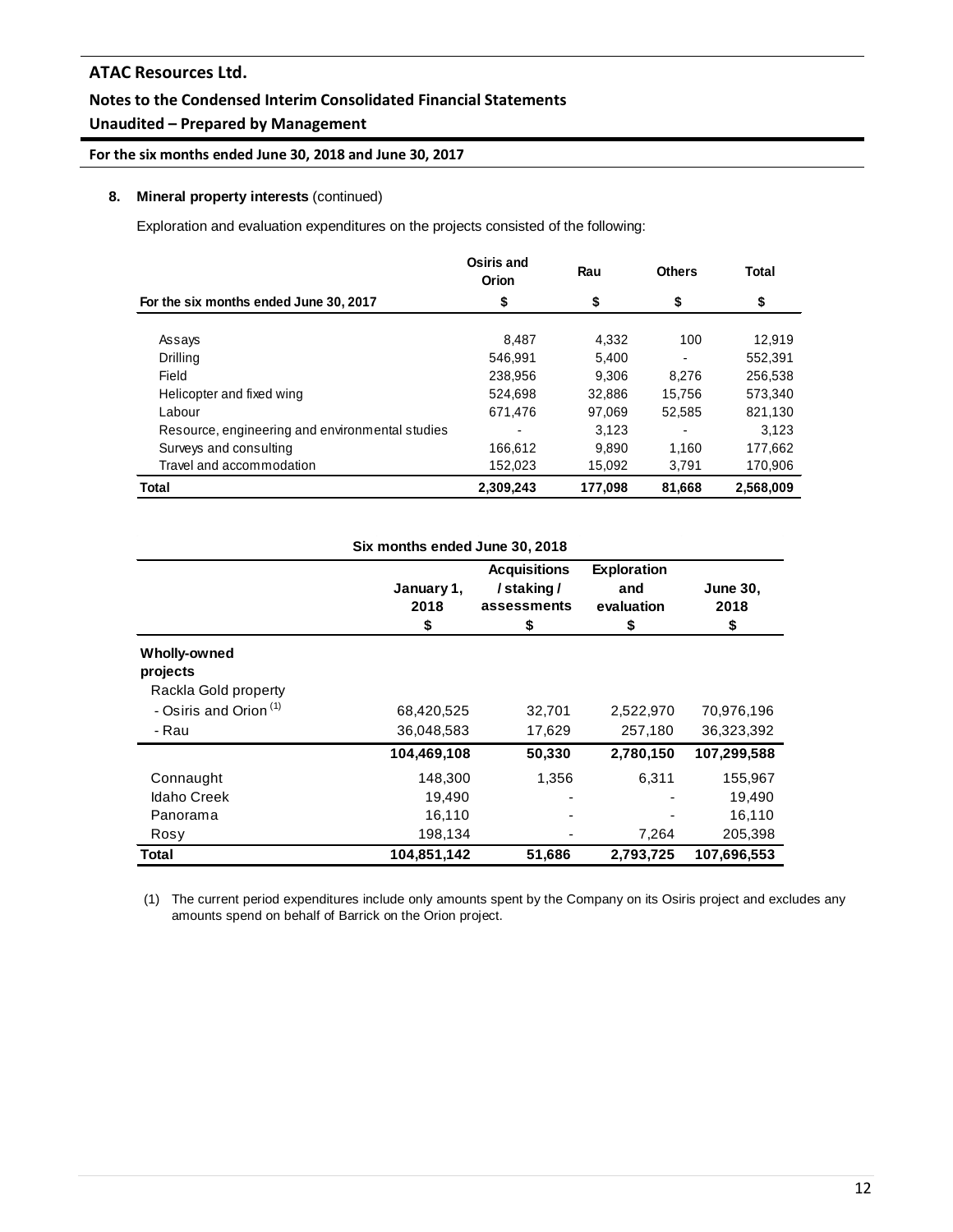## 8. Mineral property interests (continued)

Exploration and evaluation expenditures on the projects consisted of the following:

| For the six months ended June 30, 2017 | Osiris and Orion $ | Rau $ | Others $ | Total $ |
|---|---|---|---|---|
| Assays | 8,487 | 4,332 | 100 | 12,919 |
| Drilling | 546,991 | 5,400 | - | 552,391 |
| Field | 238,956 | 9,306 | 8,276 | 256,538 |
| Helicopter and fixed wing | 524,698 | 32,886 | 15,756 | 573,340 |
| Labour | 671,476 | 97,069 | 52,585 | 821,130 |
| Resource, engineering and environmental studies | - | 3,123 | - | 3,123 |
| Surveys and consulting | 166,612 | 9,890 | 1,160 | 177,662 |
| Travel and accommodation | 152,023 | 15,092 | 3,791 | 170,906 |
| **Total** | **2,309,243** | **177,098** | **81,668** | **2,568,009** |

| Six months ended June 30, 2018 | January 1, 2018 $ | Acquisitions / staking / assessments $ | Exploration and evaluation $ | June 30, 2018 $ |
|---|---|---|---|---|
| **Wholly-owned projects** | | | | |
| Rackla Gold property | | | | |
| - Osiris and Orion (1) | 68,420,525 | 32,701 | 2,522,970 | 70,976,196 |
| - Rau | 36,048,583 | 17,629 | 257,180 | 36,323,392 |
| | **104,469,108** | **50,330** | **2,780,150** | **107,299,588** |
| Connaught | 148,300 | 1,356 | 6,311 | 155,967 |
| Idaho Creek | 19,490 | - | - | 19,490 |
| Panorama | 16,110 | - | - | 16,110 |
| Rosy | 198,134 | - | 7,264 | 205,398 |
| **Total** | **104,851,142** | **51,686** | **2,793,725** | **107,696,553** |

(1) The current period expenditures include only amounts spent by the Company on its Osiris project and excludes any amounts spend on behalf of Barrick on the Orion project.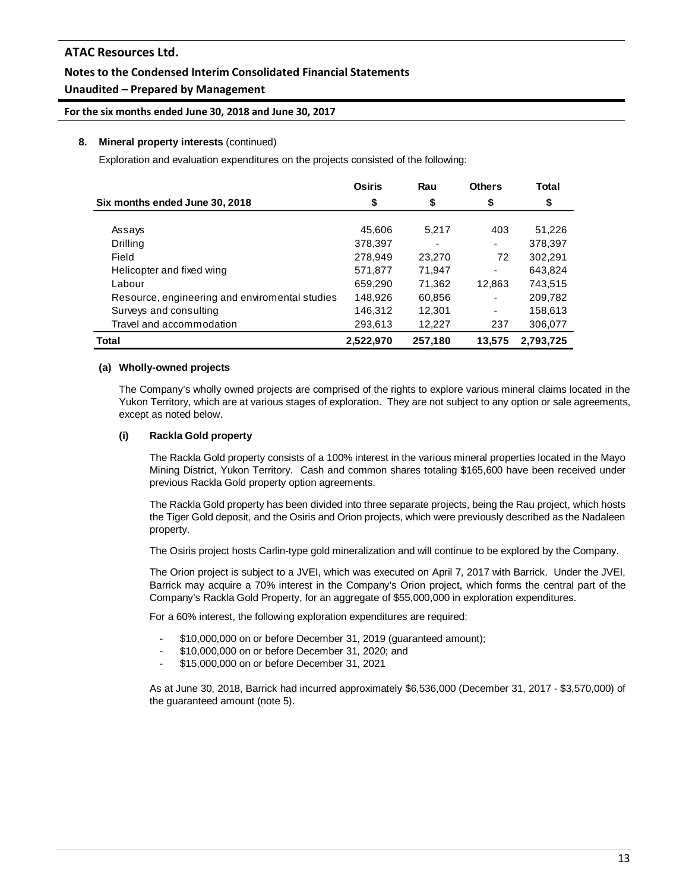## 8. Mineral property interests (continued)

Exploration and evaluation expenditures on the projects consisted of the following:

| Six months ended June 30, 2018 | Osiris<br>$ | Rau<br>$ | Others<br>$ | Total<br>$ |
|---|---|---|---|---|
| Assays | 45,606 | 5,217 | 403 | 51,226 |
| Drilling | 378,397 | - | - | 378,397 |
| Field | 278,949 | 23,270 | 72 | 302,291 |
| Helicopter and fixed wing | 571,877 | 71,947 | - | 643,824 |
| Labour | 659,290 | 71,362 | 12,863 | 743,515 |
| Resource, engineering and enviromental studies | 148,926 | 60,856 | - | 209,782 |
| Surveys and consulting | 146,312 | 12,301 | - | 158,613 |
| Travel and accommodation | 293,613 | 12,227 | 237 | 306,077 |
| **Total** | **2,522,970** | **257,180** | **13,575** | **2,793,725** |

### (a) Wholly-owned projects

The Company's wholly owned projects are comprised of the rights to explore various mineral claims located in the Yukon Territory, which are at various stages of exploration. They are not subject to any option or sale agreements, except as noted below.

#### (i) Rackla Gold property

The Rackla Gold property consists of a 100% interest in the various mineral properties located in the Mayo Mining District, Yukon Territory. Cash and common shares totaling $165,600 have been received under previous Rackla Gold property option agreements.

The Rackla Gold property has been divided into three separate projects, being the Rau project, which hosts the Tiger Gold deposit, and the Osiris and Orion projects, which were previously described as the Nadaleen property.

The Osiris project hosts Carlin-type gold mineralization and will continue to be explored by the Company.

The Orion project is subject to a JVEI, which was executed on April 7, 2017 with Barrick. Under the JVEI, Barrick may acquire a 70% interest in the Company's Orion project, which forms the central part of the Company's Rackla Gold Property, for an aggregate of $55,000,000 in exploration expenditures.

For a 60% interest, the following exploration expenditures are required:

- $10,000,000 on or before December 31, 2019 (guaranteed amount);
- $10,000,000 on or before December 31, 2020; and
- $15,000,000 on or before December 31, 2021

As at June 30, 2018, Barrick had incurred approximately $6,536,000 (December 31, 2017 - $3,570,000) of the guaranteed amount (note 5).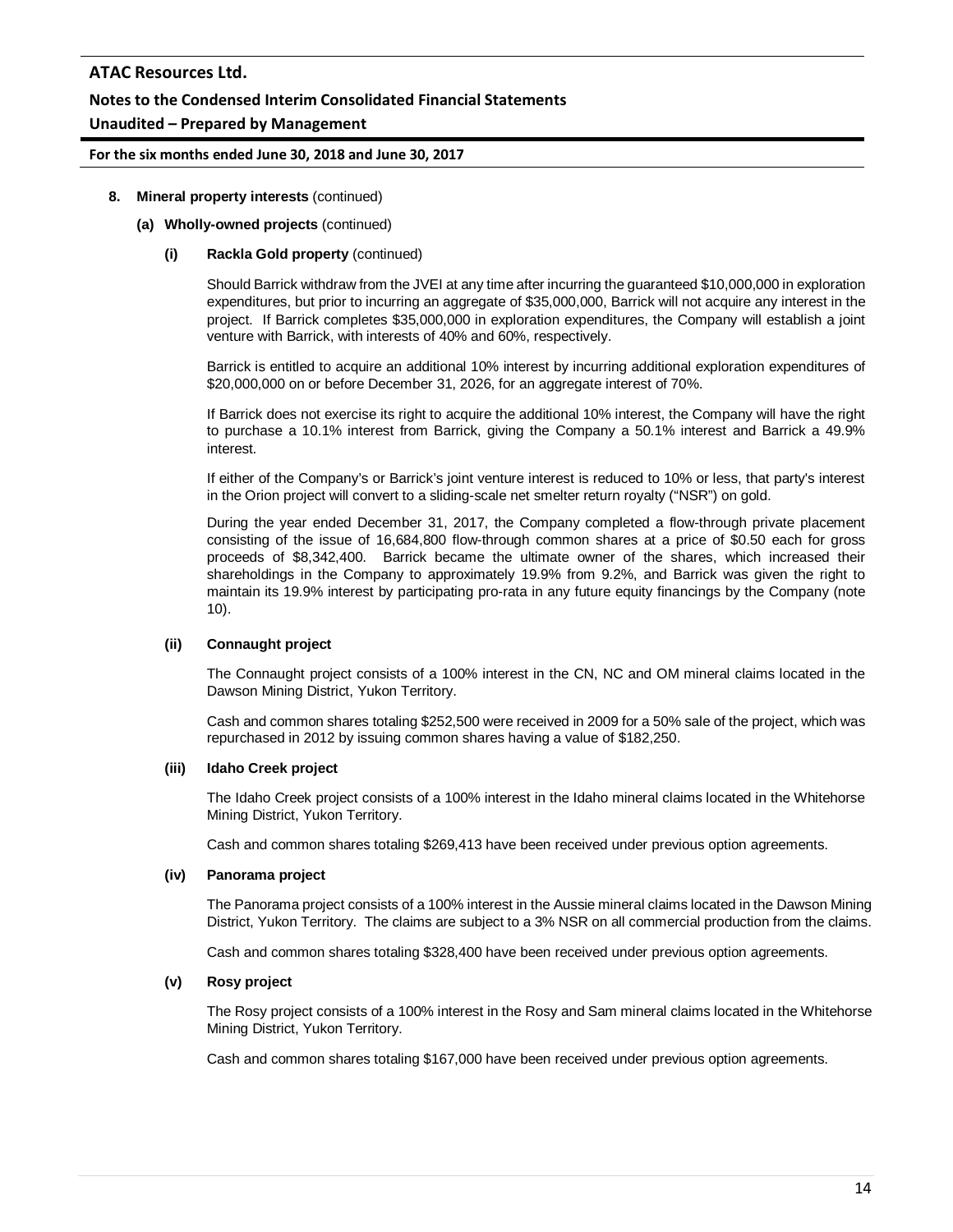**8. Mineral property interests** (continued)

**(a) Wholly-owned projects** (continued)

**(i) Rackla Gold property** (continued)

Should Barrick withdraw from the JVEI at any time after incurring the guaranteed $10,000,000 in exploration expenditures, but prior to incurring an aggregate of $35,000,000, Barrick will not acquire any interest in the project. If Barrick completes $35,000,000 in exploration expenditures, the Company will establish a joint venture with Barrick, with interests of 40% and 60%, respectively.

Barrick is entitled to acquire an additional 10% interest by incurring additional exploration expenditures of $20,000,000 on or before December 31, 2026, for an aggregate interest of 70%.

If Barrick does not exercise its right to acquire the additional 10% interest, the Company will have the right to purchase a 10.1% interest from Barrick, giving the Company a 50.1% interest and Barrick a 49.9% interest.

If either of the Company's or Barrick's joint venture interest is reduced to 10% or less, that party's interest in the Orion project will convert to a sliding-scale net smelter return royalty ("NSR") on gold.

During the year ended December 31, 2017, the Company completed a flow-through private placement consisting of the issue of 16,684,800 flow-through common shares at a price of $0.50 each for gross proceeds of $8,342,400. Barrick became the ultimate owner of the shares, which increased their shareholdings in the Company to approximately 19.9% from 9.2%, and Barrick was given the right to maintain its 19.9% interest by participating pro-rata in any future equity financings by the Company (note 10).

**(ii) Connaught project**

The Connaught project consists of a 100% interest in the CN, NC and OM mineral claims located in the Dawson Mining District, Yukon Territory.

Cash and common shares totaling $252,500 were received in 2009 for a 50% sale of the project, which was repurchased in 2012 by issuing common shares having a value of $182,250.

**(iii) Idaho Creek project**

The Idaho Creek project consists of a 100% interest in the Idaho mineral claims located in the Whitehorse Mining District, Yukon Territory.

Cash and common shares totaling $269,413 have been received under previous option agreements.

**(iv) Panorama project**

The Panorama project consists of a 100% interest in the Aussie mineral claims located in the Dawson Mining District, Yukon Territory. The claims are subject to a 3% NSR on all commercial production from the claims.

Cash and common shares totaling $328,400 have been received under previous option agreements.

**(v) Rosy project**

The Rosy project consists of a 100% interest in the Rosy and Sam mineral claims located in the Whitehorse Mining District, Yukon Territory.

Cash and common shares totaling $167,000 have been received under previous option agreements.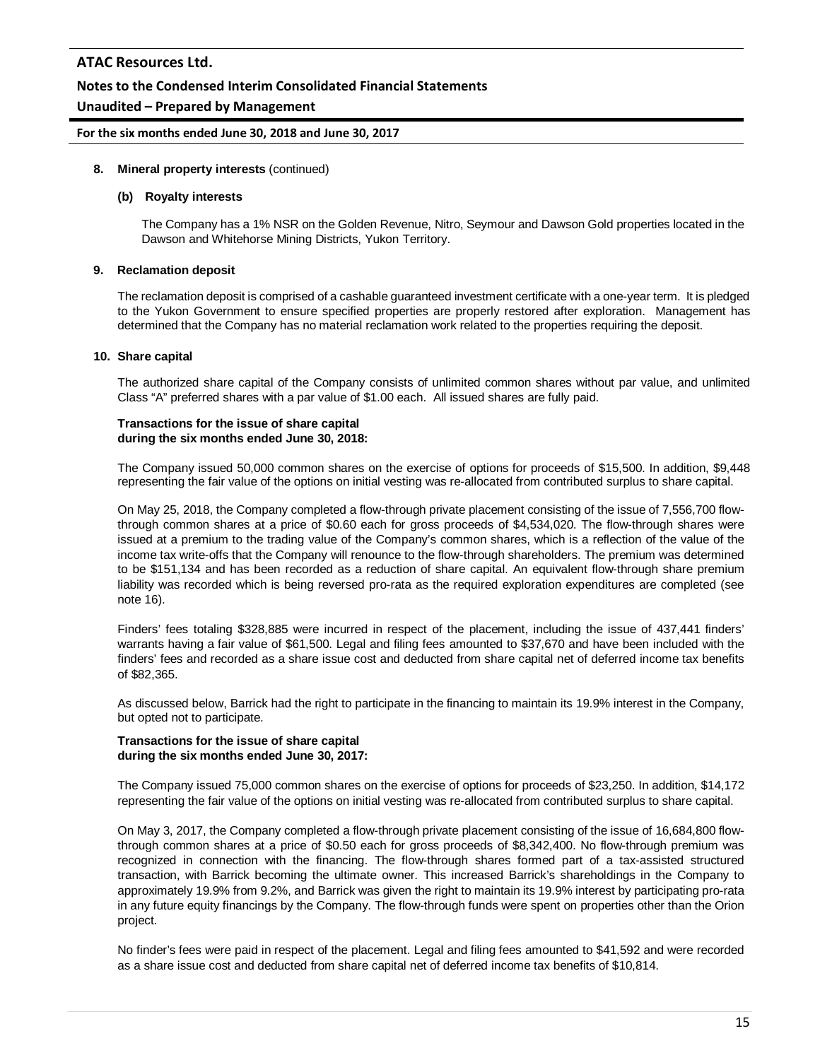**8. Mineral property interests** (continued)

**(b) Royalty interests**

The Company has a 1% NSR on the Golden Revenue, Nitro, Seymour and Dawson Gold properties located in the Dawson and Whitehorse Mining Districts, Yukon Territory.

**9. Reclamation deposit**

The reclamation deposit is comprised of a cashable guaranteed investment certificate with a one-year term. It is pledged to the Yukon Government to ensure specified properties are properly restored after exploration. Management has determined that the Company has no material reclamation work related to the properties requiring the deposit.

**10. Share capital**

The authorized share capital of the Company consists of unlimited common shares without par value, and unlimited Class "A" preferred shares with a par value of $1.00 each. All issued shares are fully paid.

**Transactions for the issue of share capital during the six months ended June 30, 2018:**

The Company issued 50,000 common shares on the exercise of options for proceeds of $15,500. In addition, $9,448 representing the fair value of the options on initial vesting was re-allocated from contributed surplus to share capital.

On May 25, 2018, the Company completed a flow-through private placement consisting of the issue of 7,556,700 flow-through common shares at a price of $0.60 each for gross proceeds of $4,534,020. The flow-through shares were issued at a premium to the trading value of the Company's common shares, which is a reflection of the value of the income tax write-offs that the Company will renounce to the flow-through shareholders. The premium was determined to be $151,134 and has been recorded as a reduction of share capital. An equivalent flow-through share premium liability was recorded which is being reversed pro-rata as the required exploration expenditures are completed (see note 16).

Finders' fees totaling $328,885 were incurred in respect of the placement, including the issue of 437,441 finders' warrants having a fair value of $61,500. Legal and filing fees amounted to $37,670 and have been included with the finders' fees and recorded as a share issue cost and deducted from share capital net of deferred income tax benefits of $82,365.

As discussed below, Barrick had the right to participate in the financing to maintain its 19.9% interest in the Company, but opted not to participate.

**Transactions for the issue of share capital during the six months ended June 30, 2017:**

The Company issued 75,000 common shares on the exercise of options for proceeds of $23,250. In addition, $14,172 representing the fair value of the options on initial vesting was re-allocated from contributed surplus to share capital.

On May 3, 2017, the Company completed a flow-through private placement consisting of the issue of 16,684,800 flow-through common shares at a price of $0.50 each for gross proceeds of $8,342,400. No flow-through premium was recognized in connection with the financing. The flow-through shares formed part of a tax-assisted structured transaction, with Barrick becoming the ultimate owner. This increased Barrick's shareholdings in the Company to approximately 19.9% from 9.2%, and Barrick was given the right to maintain its 19.9% interest by participating pro-rata in any future equity financings by the Company. The flow-through funds were spent on properties other than the Orion project.

No finder's fees were paid in respect of the placement. Legal and filing fees amounted to $41,592 and were recorded as a share issue cost and deducted from share capital net of deferred income tax benefits of $10,814.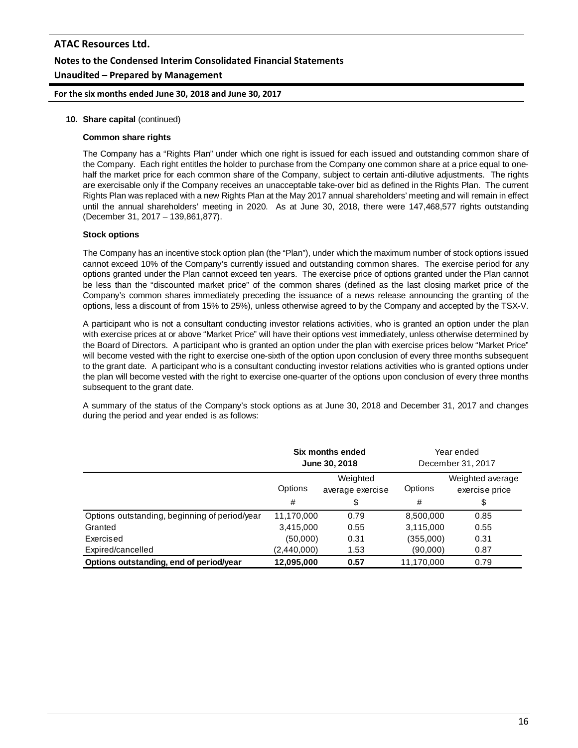**10. Share capital** (continued)

**Common share rights**

The Company has a "Rights Plan" under which one right is issued for each issued and outstanding common share of the Company. Each right entitles the holder to purchase from the Company one common share at a price equal to one-half the market price for each common share of the Company, subject to certain anti-dilutive adjustments. The rights are exercisable only if the Company receives an unacceptable take-over bid as defined in the Rights Plan. The current Rights Plan was replaced with a new Rights Plan at the May 2017 annual shareholders' meeting and will remain in effect until the annual shareholders' meeting in 2020. As at June 30, 2018, there were 147,468,577 rights outstanding (December 31, 2017 – 139,861,877).

**Stock options**

The Company has an incentive stock option plan (the "Plan"), under which the maximum number of stock options issued cannot exceed 10% of the Company's currently issued and outstanding common shares. The exercise period for any options granted under the Plan cannot exceed ten years. The exercise price of options granted under the Plan cannot be less than the "discounted market price" of the common shares (defined as the last closing market price of the Company's common shares immediately preceding the issuance of a news release announcing the granting of the options, less a discount of from 15% to 25%), unless otherwise agreed to by the Company and accepted by the TSX-V.

A participant who is not a consultant conducting investor relations activities, who is granted an option under the plan with exercise prices at or above "Market Price" will have their options vest immediately, unless otherwise determined by the Board of Directors. A participant who is granted an option under the plan with exercise prices below "Market Price" will become vested with the right to exercise one-sixth of the option upon conclusion of every three months subsequent to the grant date. A participant who is a consultant conducting investor relations activities who is granted options under the plan will become vested with the right to exercise one-quarter of the options upon conclusion of every three months subsequent to the grant date.

A summary of the status of the Company's stock options as at June 30, 2018 and December 31, 2017 and changes during the period and year ended is as follows:

| | **Six months ended June 30, 2018** | | Year ended December 31, 2017 | |
|---|---|---|---|---|
| | Options<br>\# | Weighted average exercise<br>$ | Options<br>\# | Weighted average exercise price<br>$ |
| Options outstanding, beginning of period/year | 11,170,000 | 0.79 | 8,500,000 | 0.85 |
| Granted | 3,415,000 | 0.55 | 3,115,000 | 0.55 |
| Exercised | (50,000) | 0.31 | (355,000) | 0.31 |
| Expired/cancelled | (2,440,000) | 1.53 | (90,000) | 0.87 |
| **Options outstanding, end of period/year** | **12,095,000** | **0.57** | 11,170,000 | 0.79 |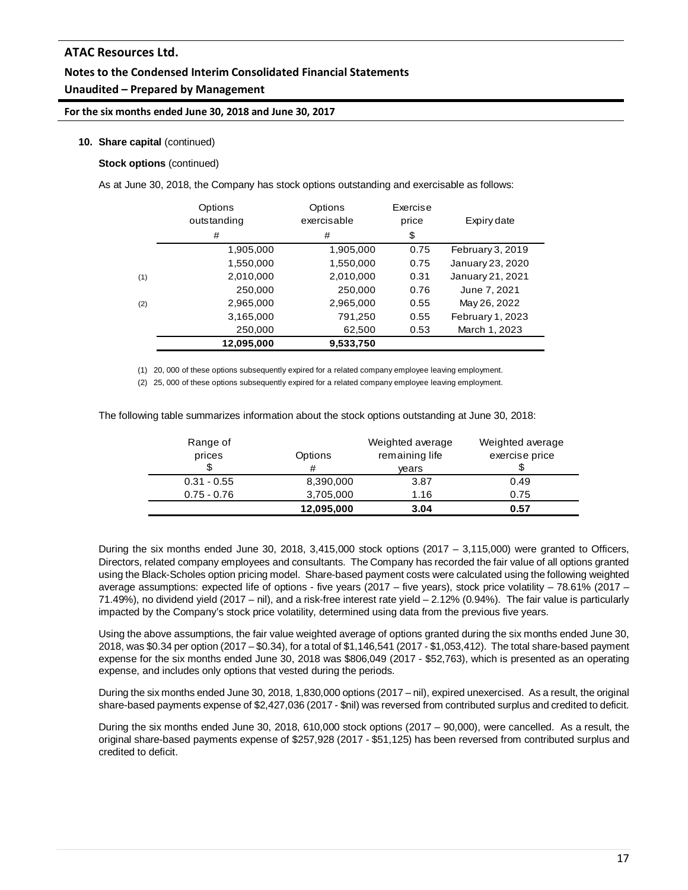**10. Share capital** (continued)

**Stock options** (continued)

As at June 30, 2018, the Company has stock options outstanding and exercisable as follows:

| | Options outstanding | Options exercisable | Exercise price | Expiry date |
|---|---|---|---|---|
| | # | # | $ | |
| | 1,905,000 | 1,905,000 | 0.75 | February 3, 2019 |
| | 1,550,000 | 1,550,000 | 0.75 | January 23, 2020 |
| (1) | 2,010,000 | 2,010,000 | 0.31 | January 21, 2021 |
| | 250,000 | 250,000 | 0.76 | June 7, 2021 |
| (2) | 2,965,000 | 2,965,000 | 0.55 | May 26, 2022 |
| | 3,165,000 | 791,250 | 0.55 | February 1, 2023 |
| | 250,000 | 62,500 | 0.53 | March 1, 2023 |
| | **12,095,000** | **9,533,750** | | |

(1) 20, 000 of these options subsequently expired for a related company employee leaving employment.

(2) 25, 000 of these options subsequently expired for a related company employee leaving employment.

The following table summarizes information about the stock options outstanding at June 30, 2018:

| Range of prices | Options | Weighted average remaining life | Weighted average exercise price |
|---|---|---|---|
| $ | # | years | $ |
| 0.31 - 0.55 | 8,390,000 | 3.87 | 0.49 |
| 0.75 - 0.76 | 3,705,000 | 1.16 | 0.75 |
| | **12,095,000** | **3.04** | **0.57** |

During the six months ended June 30, 2018, 3,415,000 stock options (2017 – 3,115,000) were granted to Officers, Directors, related company employees and consultants. The Company has recorded the fair value of all options granted using the Black-Scholes option pricing model. Share-based payment costs were calculated using the following weighted average assumptions: expected life of options - five years (2017 – five years), stock price volatility – 78.61% (2017 – 71.49%), no dividend yield (2017 – nil), and a risk-free interest rate yield – 2.12% (0.94%). The fair value is particularly impacted by the Company's stock price volatility, determined using data from the previous five years.

Using the above assumptions, the fair value weighted average of options granted during the six months ended June 30, 2018, was $0.34 per option (2017 – $0.34), for a total of $1,146,541 (2017 - $1,053,412). The total share-based payment expense for the six months ended June 30, 2018 was $806,049 (2017 - $52,763), which is presented as an operating expense, and includes only options that vested during the periods.

During the six months ended June 30, 2018, 1,830,000 options (2017 – nil), expired unexercised. As a result, the original share-based payments expense of $2,427,036 (2017 - $nil) was reversed from contributed surplus and credited to deficit.

During the six months ended June 30, 2018, 610,000 stock options (2017 – 90,000), were cancelled. As a result, the original share-based payments expense of $257,928 (2017 - $51,125) has been reversed from contributed surplus and credited to deficit.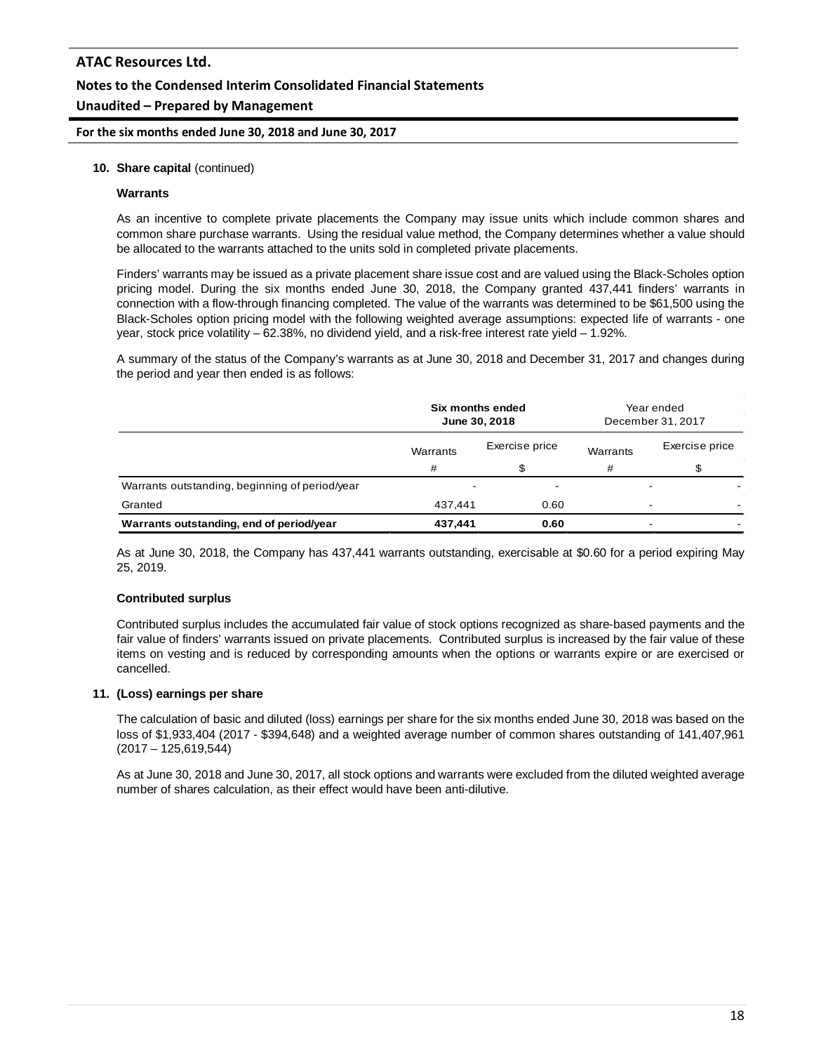**10. Share capital** (continued)

**Warrants**

As an incentive to complete private placements the Company may issue units which include common shares and common share purchase warrants. Using the residual value method, the Company determines whether a value should be allocated to the warrants attached to the units sold in completed private placements.

Finders' warrants may be issued as a private placement share issue cost and are valued using the Black-Scholes option pricing model. During the six months ended June 30, 2018, the Company granted 437,441 finders' warrants in connection with a flow-through financing completed. The value of the warrants was determined to be $61,500 using the Black-Scholes option pricing model with the following weighted average assumptions: expected life of warrants - one year, stock price volatility – 62.38%, no dividend yield, and a risk-free interest rate yield – 1.92%.

A summary of the status of the Company's warrants as at June 30, 2018 and December 31, 2017 and changes during the period and year then ended is as follows:

| | **Six months ended June 30, 2018** | | Year ended December 31, 2017 | |
|---|---|---|---|---|
| | Warrants | Exercise price | Warrants | Exercise price |
| | # | $ | # | $ |
| Warrants outstanding, beginning of period/year | - | - | - | - |
| Granted | 437,441 | 0.60 | - | - |
| **Warrants outstanding, end of period/year** | **437,441** | **0.60** | - | - |

As at June 30, 2018, the Company has 437,441 warrants outstanding, exercisable at $0.60 for a period expiring May 25, 2019.

**Contributed surplus**

Contributed surplus includes the accumulated fair value of stock options recognized as share-based payments and the fair value of finders' warrants issued on private placements. Contributed surplus is increased by the fair value of these items on vesting and is reduced by corresponding amounts when the options or warrants expire or are exercised or cancelled.

**11. (Loss) earnings per share**

The calculation of basic and diluted (loss) earnings per share for the six months ended June 30, 2018 was based on the loss of $1,933,404 (2017 - $394,648) and a weighted average number of common shares outstanding of 141,407,961 (2017 – 125,619,544)

As at June 30, 2018 and June 30, 2017, all stock options and warrants were excluded from the diluted weighted average number of shares calculation, as their effect would have been anti-dilutive.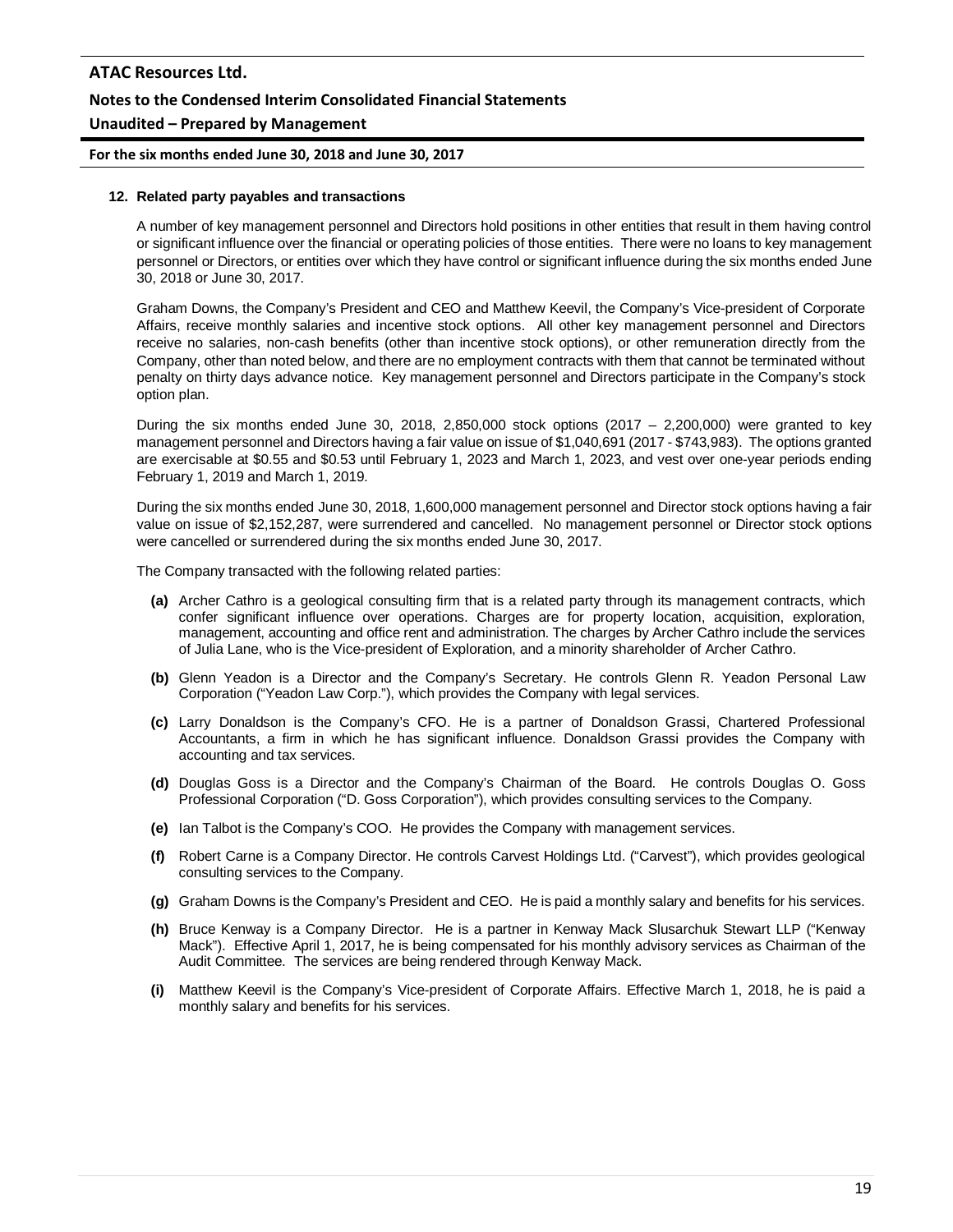## 12. Related party payables and transactions

A number of key management personnel and Directors hold positions in other entities that result in them having control or significant influence over the financial or operating policies of those entities. There were no loans to key management personnel or Directors, or entities over which they have control or significant influence during the six months ended June 30, 2018 or June 30, 2017.

Graham Downs, the Company's President and CEO and Matthew Keevil, the Company's Vice-president of Corporate Affairs, receive monthly salaries and incentive stock options. All other key management personnel and Directors receive no salaries, non-cash benefits (other than incentive stock options), or other remuneration directly from the Company, other than noted below, and there are no employment contracts with them that cannot be terminated without penalty on thirty days advance notice. Key management personnel and Directors participate in the Company's stock option plan.

During the six months ended June 30, 2018, 2,850,000 stock options (2017 – 2,200,000) were granted to key management personnel and Directors having a fair value on issue of $1,040,691 (2017 - $743,983). The options granted are exercisable at $0.55 and $0.53 until February 1, 2023 and March 1, 2023, and vest over one-year periods ending February 1, 2019 and March 1, 2019.

During the six months ended June 30, 2018, 1,600,000 management personnel and Director stock options having a fair value on issue of $2,152,287, were surrendered and cancelled. No management personnel or Director stock options were cancelled or surrendered during the six months ended June 30, 2017.

The Company transacted with the following related parties:

**(a)** Archer Cathro is a geological consulting firm that is a related party through its management contracts, which confer significant influence over operations. Charges are for property location, acquisition, exploration, management, accounting and office rent and administration. The charges by Archer Cathro include the services of Julia Lane, who is the Vice-president of Exploration, and a minority shareholder of Archer Cathro.

**(b)** Glenn Yeadon is a Director and the Company's Secretary. He controls Glenn R. Yeadon Personal Law Corporation ("Yeadon Law Corp."), which provides the Company with legal services.

**(c)** Larry Donaldson is the Company's CFO. He is a partner of Donaldson Grassi, Chartered Professional Accountants, a firm in which he has significant influence. Donaldson Grassi provides the Company with accounting and tax services.

**(d)** Douglas Goss is a Director and the Company's Chairman of the Board. He controls Douglas O. Goss Professional Corporation ("D. Goss Corporation"), which provides consulting services to the Company.

**(e)** Ian Talbot is the Company's COO. He provides the Company with management services.

**(f)** Robert Carne is a Company Director. He controls Carvest Holdings Ltd. ("Carvest"), which provides geological consulting services to the Company.

**(g)** Graham Downs is the Company's President and CEO. He is paid a monthly salary and benefits for his services.

**(h)** Bruce Kenway is a Company Director. He is a partner in Kenway Mack Slusarchuk Stewart LLP ("Kenway Mack"). Effective April 1, 2017, he is being compensated for his monthly advisory services as Chairman of the Audit Committee. The services are being rendered through Kenway Mack.

**(i)** Matthew Keevil is the Company's Vice-president of Corporate Affairs. Effective March 1, 2018, he is paid a monthly salary and benefits for his services.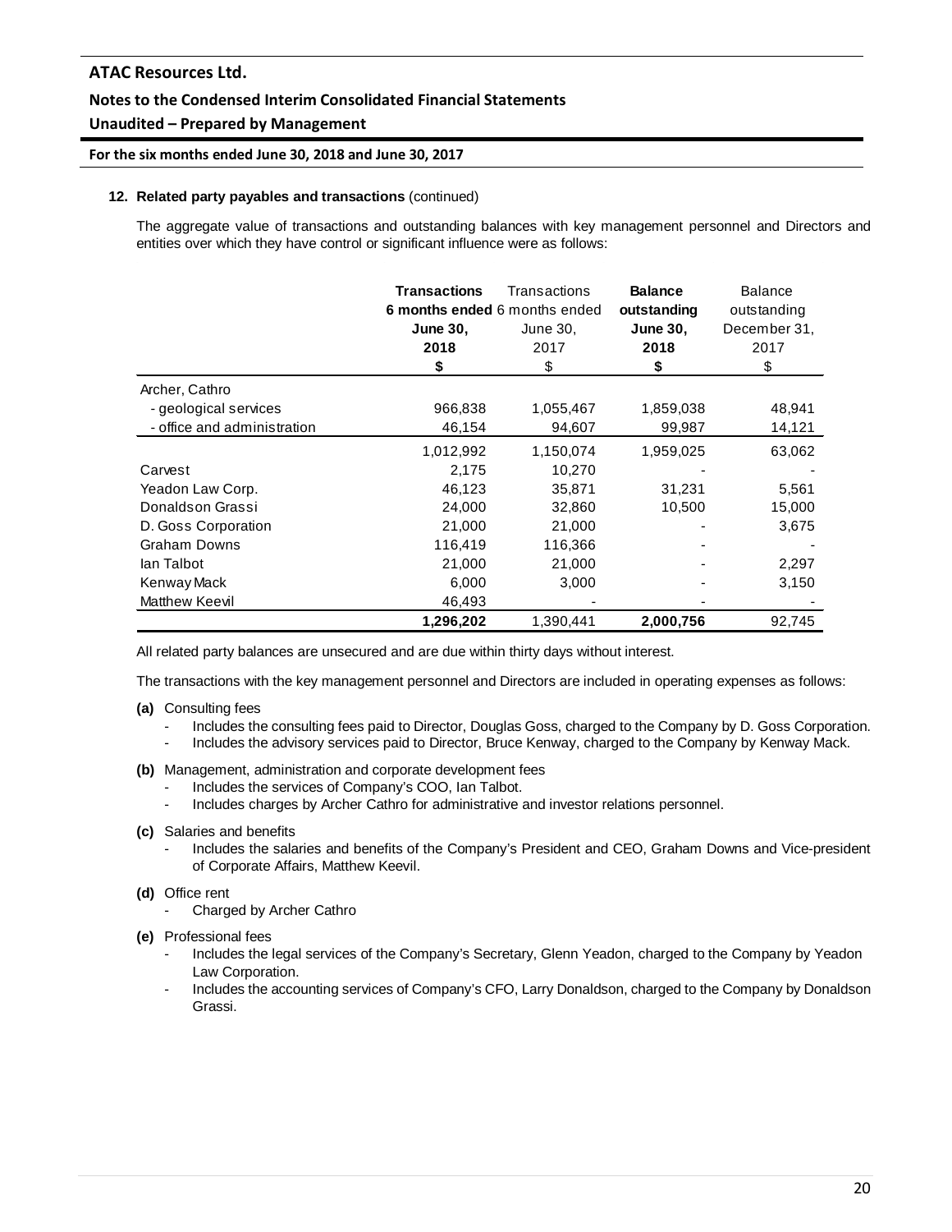**12. Related party payables and transactions** (continued)

The aggregate value of transactions and outstanding balances with key management personnel and Directors and entities over which they have control or significant influence were as follows:

| | **Transactions 6 months ended June 30, 2018** | Transactions 6 months ended June 30, 2017 | **Balance outstanding June 30, 2018** | Balance outstanding December 31, 2017 |
|---|---|---|---|---|
| | **$** | $ | **$** | $ |
| Archer, Cathro | | | | |
| - geological services | 966,838 | 1,055,467 | 1,859,038 | 48,941 |
| - office and administration | 46,154 | 94,607 | 99,987 | 14,121 |
| | 1,012,992 | 1,150,074 | 1,959,025 | 63,062 |
| Carvest | 2,175 | 10,270 | - | - |
| Yeadon Law Corp. | 46,123 | 35,871 | 31,231 | 5,561 |
| Donaldson Grassi | 24,000 | 32,860 | 10,500 | 15,000 |
| D. Goss Corporation | 21,000 | 21,000 | - | 3,675 |
| Graham Downs | 116,419 | 116,366 | - | - |
| Ian Talbot | 21,000 | 21,000 | - | 2,297 |
| Kenway Mack | 6,000 | 3,000 | - | 3,150 |
| Matthew Keevil | 46,493 | - | - | - |
| | **1,296,202** | 1,390,441 | **2,000,756** | 92,745 |

All related party balances are unsecured and are due within thirty days without interest.

The transactions with the key management personnel and Directors are included in operating expenses as follows:

**(a)** Consulting fees
- Includes the consulting fees paid to Director, Douglas Goss, charged to the Company by D. Goss Corporation.
- Includes the advisory services paid to Director, Bruce Kenway, charged to the Company by Kenway Mack.

**(b)** Management, administration and corporate development fees
- Includes the services of Company's COO, Ian Talbot.
- Includes charges by Archer Cathro for administrative and investor relations personnel.

**(c)** Salaries and benefits
- Includes the salaries and benefits of the Company's President and CEO, Graham Downs and Vice-president of Corporate Affairs, Matthew Keevil.

**(d)** Office rent
- Charged by Archer Cathro

**(e)** Professional fees
- Includes the legal services of the Company's Secretary, Glenn Yeadon, charged to the Company by Yeadon Law Corporation.
- Includes the accounting services of Company's CFO, Larry Donaldson, charged to the Company by Donaldson Grassi.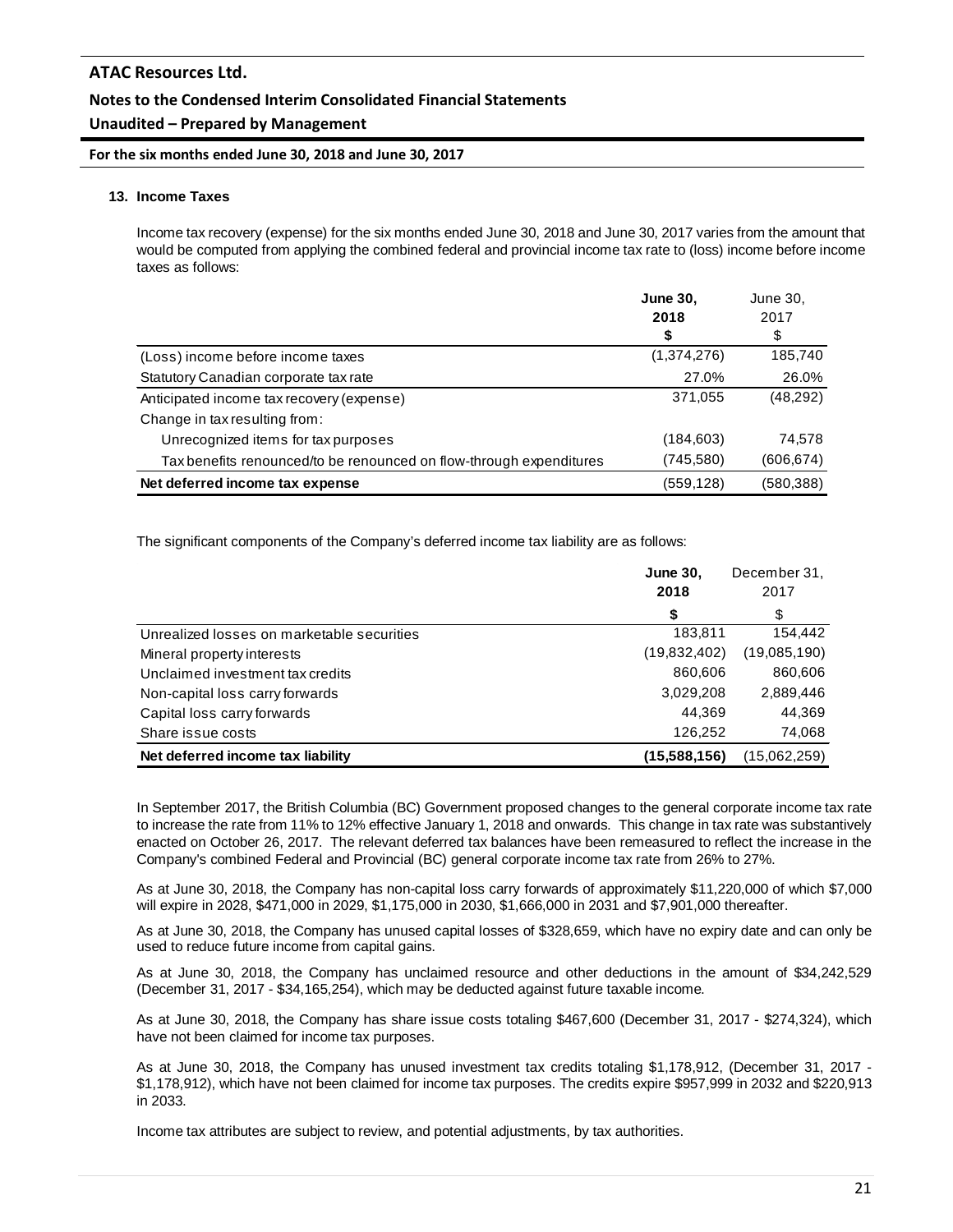### 13. Income Taxes

Income tax recovery (expense) for the six months ended June 30, 2018 and June 30, 2017 varies from the amount that would be computed from applying the combined federal and provincial income tax rate to (loss) income before income taxes as follows:

| | **June 30, 2018 $** | June 30, 2017 $ |
|---|---|---|
| (Loss) income before income taxes | (1,374,276) | 185,740 |
| Statutory Canadian corporate tax rate | 27.0% | 26.0% |
| Anticipated income tax recovery (expense) | 371,055 | (48,292) |
| Change in tax resulting from: | | |
| Unrecognized items for tax purposes | (184,603) | 74,578 |
| Tax benefits renounced/to be renounced on flow-through expenditures | (745,580) | (606,674) |
| **Net deferred income tax expense** | (559,128) | (580,388) |

The significant components of the Company's deferred income tax liability are as follows:

| | **June 30, 2018 $** | December 31, 2017 $ |
|---|---|---|
| Unrealized losses on marketable securities | 183,811 | 154,442 |
| Mineral property interests | (19,832,402) | (19,085,190) |
| Unclaimed investment tax credits | 860,606 | 860,606 |
| Non-capital loss carry forwards | 3,029,208 | 2,889,446 |
| Capital loss carry forwards | 44,369 | 44,369 |
| Share issue costs | 126,252 | 74,068 |
| **Net deferred income tax liability** | **(15,588,156)** | (15,062,259) |

In September 2017, the British Columbia (BC) Government proposed changes to the general corporate income tax rate to increase the rate from 11% to 12% effective January 1, 2018 and onwards. This change in tax rate was substantively enacted on October 26, 2017. The relevant deferred tax balances have been remeasured to reflect the increase in the Company's combined Federal and Provincial (BC) general corporate income tax rate from 26% to 27%.

As at June 30, 2018, the Company has non-capital loss carry forwards of approximately $11,220,000 of which $7,000 will expire in 2028, $471,000 in 2029, $1,175,000 in 2030, $1,666,000 in 2031 and $7,901,000 thereafter.

As at June 30, 2018, the Company has unused capital losses of $328,659, which have no expiry date and can only be used to reduce future income from capital gains.

As at June 30, 2018, the Company has unclaimed resource and other deductions in the amount of $34,242,529 (December 31, 2017 - $34,165,254), which may be deducted against future taxable income.

As at June 30, 2018, the Company has share issue costs totaling $467,600 (December 31, 2017 - $274,324), which have not been claimed for income tax purposes.

As at June 30, 2018, the Company has unused investment tax credits totaling $1,178,912, (December 31, 2017 - $1,178,912), which have not been claimed for income tax purposes. The credits expire $957,999 in 2032 and $220,913 in 2033.

Income tax attributes are subject to review, and potential adjustments, by tax authorities.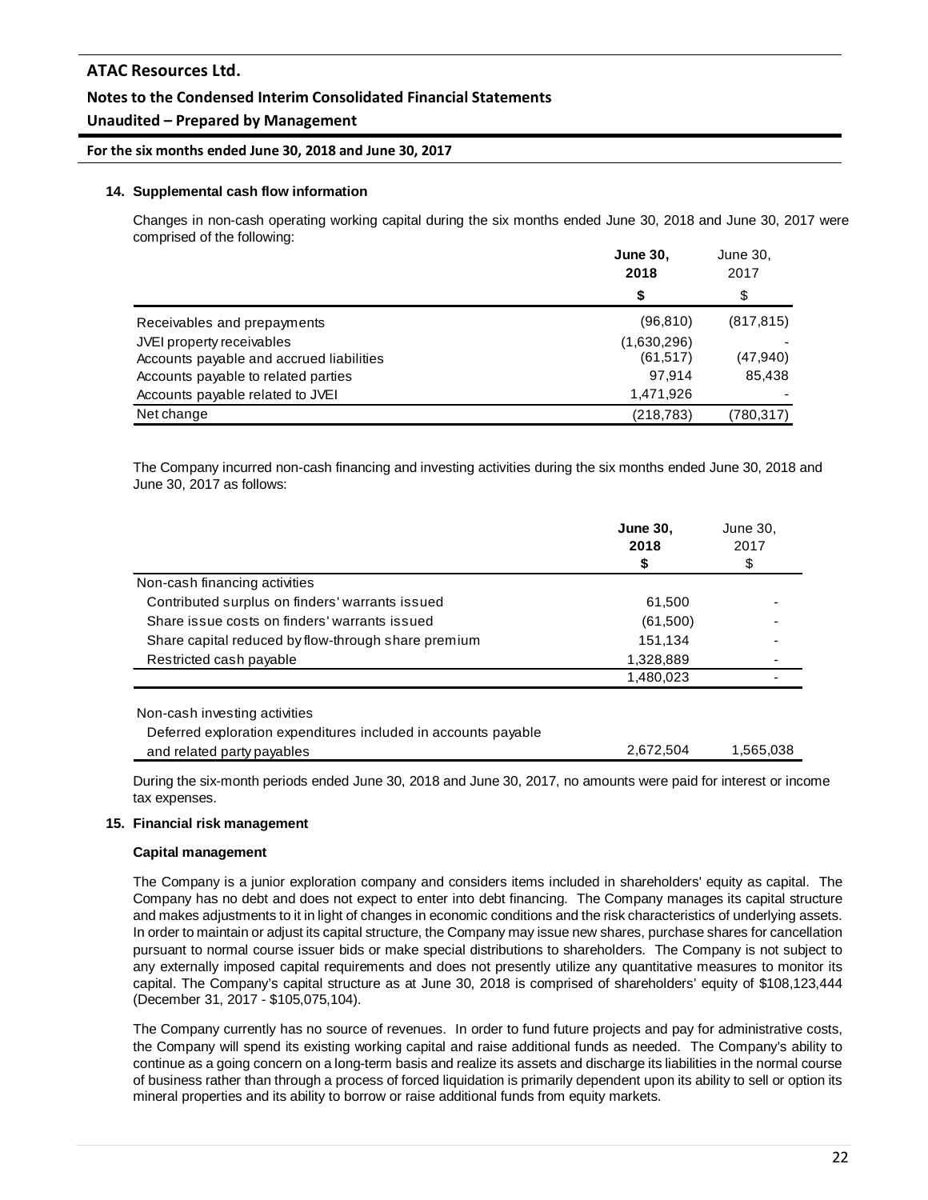## 14. Supplemental cash flow information

Changes in non-cash operating working capital during the six months ended June 30, 2018 and June 30, 2017 were comprised of the following:

| | **June 30, 2018** | June 30, 2017 |
|---|---|---|
| | **$** | $ |
| Receivables and prepayments | (96,810) | (817,815) |
| JVEI property receivables | (1,630,296) | - |
| Accounts payable and accrued liabilities | (61,517) | (47,940) |
| Accounts payable to related parties | 97,914 | 85,438 |
| Accounts payable related to JVEI | 1,471,926 | - |
| Net change | (218,783) | (780,317) |

The Company incurred non-cash financing and investing activities during the six months ended June 30, 2018 and June 30, 2017 as follows:

| | **June 30, 2018 $** | June 30, 2017 $ |
|---|---|---|
| Non-cash financing activities | | |
| Contributed surplus on finders' warrants issued | 61,500 | - |
| Share issue costs on finders' warrants issued | (61,500) | - |
| Share capital reduced by flow-through share premium | 151,134 | - |
| Restricted cash payable | 1,328,889 | - |
| | 1,480,023 | - |
| Non-cash investing activities | | |
| Deferred exploration expenditures included in accounts payable and related party payables | 2,672,504 | 1,565,038 |

During the six-month periods ended June 30, 2018 and June 30, 2017, no amounts were paid for interest or income tax expenses.

## 15. Financial risk management

### Capital management

The Company is a junior exploration company and considers items included in shareholders' equity as capital. The Company has no debt and does not expect to enter into debt financing. The Company manages its capital structure and makes adjustments to it in light of changes in economic conditions and the risk characteristics of underlying assets. In order to maintain or adjust its capital structure, the Company may issue new shares, purchase shares for cancellation pursuant to normal course issuer bids or make special distributions to shareholders. The Company is not subject to any externally imposed capital requirements and does not presently utilize any quantitative measures to monitor its capital. The Company's capital structure as at June 30, 2018 is comprised of shareholders' equity of $108,123,444 (December 31, 2017 - $105,075,104).

The Company currently has no source of revenues. In order to fund future projects and pay for administrative costs, the Company will spend its existing working capital and raise additional funds as needed. The Company's ability to continue as a going concern on a long-term basis and realize its assets and discharge its liabilities in the normal course of business rather than through a process of forced liquidation is primarily dependent upon its ability to sell or option its mineral properties and its ability to borrow or raise additional funds from equity markets.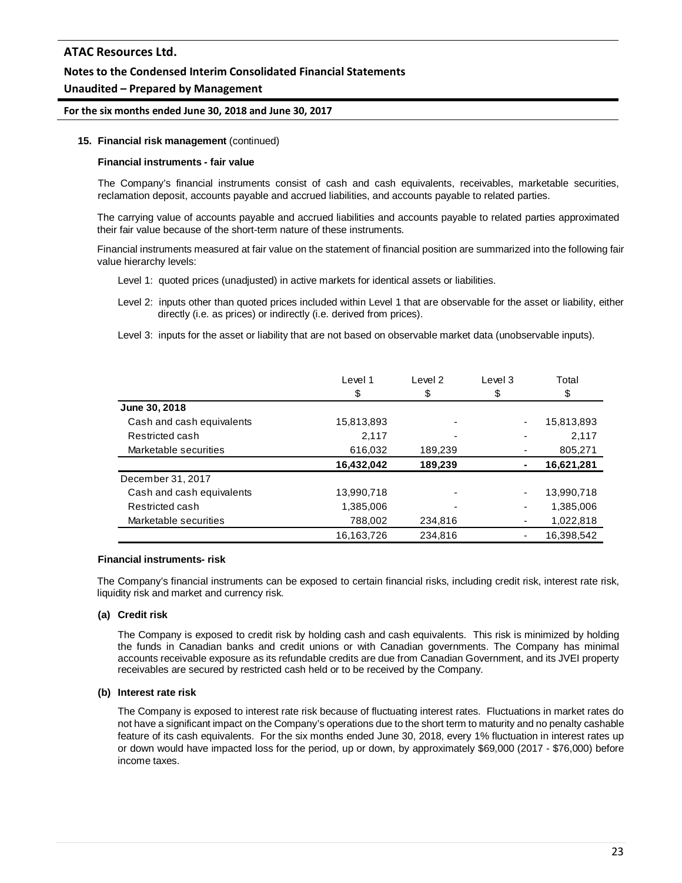**15. Financial risk management** (continued)

**Financial instruments - fair value**

The Company's financial instruments consist of cash and cash equivalents, receivables, marketable securities, reclamation deposit, accounts payable and accrued liabilities, and accounts payable to related parties.

The carrying value of accounts payable and accrued liabilities and accounts payable to related parties approximated their fair value because of the short-term nature of these instruments.

Financial instruments measured at fair value on the statement of financial position are summarized into the following fair value hierarchy levels:

Level 1: quoted prices (unadjusted) in active markets for identical assets or liabilities.

Level 2: inputs other than quoted prices included within Level 1 that are observable for the asset or liability, either directly (i.e. as prices) or indirectly (i.e. derived from prices).

Level 3: inputs for the asset or liability that are not based on observable market data (unobservable inputs).

| | Level 1 | Level 2 | Level 3 | Total |
|---|---|---|---|---|
| | $ | $ | $ | $ |
| **June 30, 2018** | | | | |
| Cash and cash equivalents | 15,813,893 | - | - | 15,813,893 |
| Restricted cash | 2,117 | - | - | 2,117 |
| Marketable securities | 616,032 | 189,239 | - | 805,271 |
| | **16,432,042** | **189,239** | **-** | **16,621,281** |
| December 31, 2017 | | | | |
| Cash and cash equivalents | 13,990,718 | - | - | 13,990,718 |
| Restricted cash | 1,385,006 | - | - | 1,385,006 |
| Marketable securities | 788,002 | 234,816 | - | 1,022,818 |
| | 16,163,726 | 234,816 | - | 16,398,542 |

**Financial instruments- risk**

The Company's financial instruments can be exposed to certain financial risks, including credit risk, interest rate risk, liquidity risk and market and currency risk.

**(a) Credit risk**

The Company is exposed to credit risk by holding cash and cash equivalents. This risk is minimized by holding the funds in Canadian banks and credit unions or with Canadian governments. The Company has minimal accounts receivable exposure as its refundable credits are due from Canadian Government, and its JVEI property receivables are secured by restricted cash held or to be received by the Company.

**(b) Interest rate risk**

The Company is exposed to interest rate risk because of fluctuating interest rates. Fluctuations in market rates do not have a significant impact on the Company's operations due to the short term to maturity and no penalty cashable feature of its cash equivalents. For the six months ended June 30, 2018, every 1% fluctuation in interest rates up or down would have impacted loss for the period, up or down, by approximately $69,000 (2017 - $76,000) before income taxes.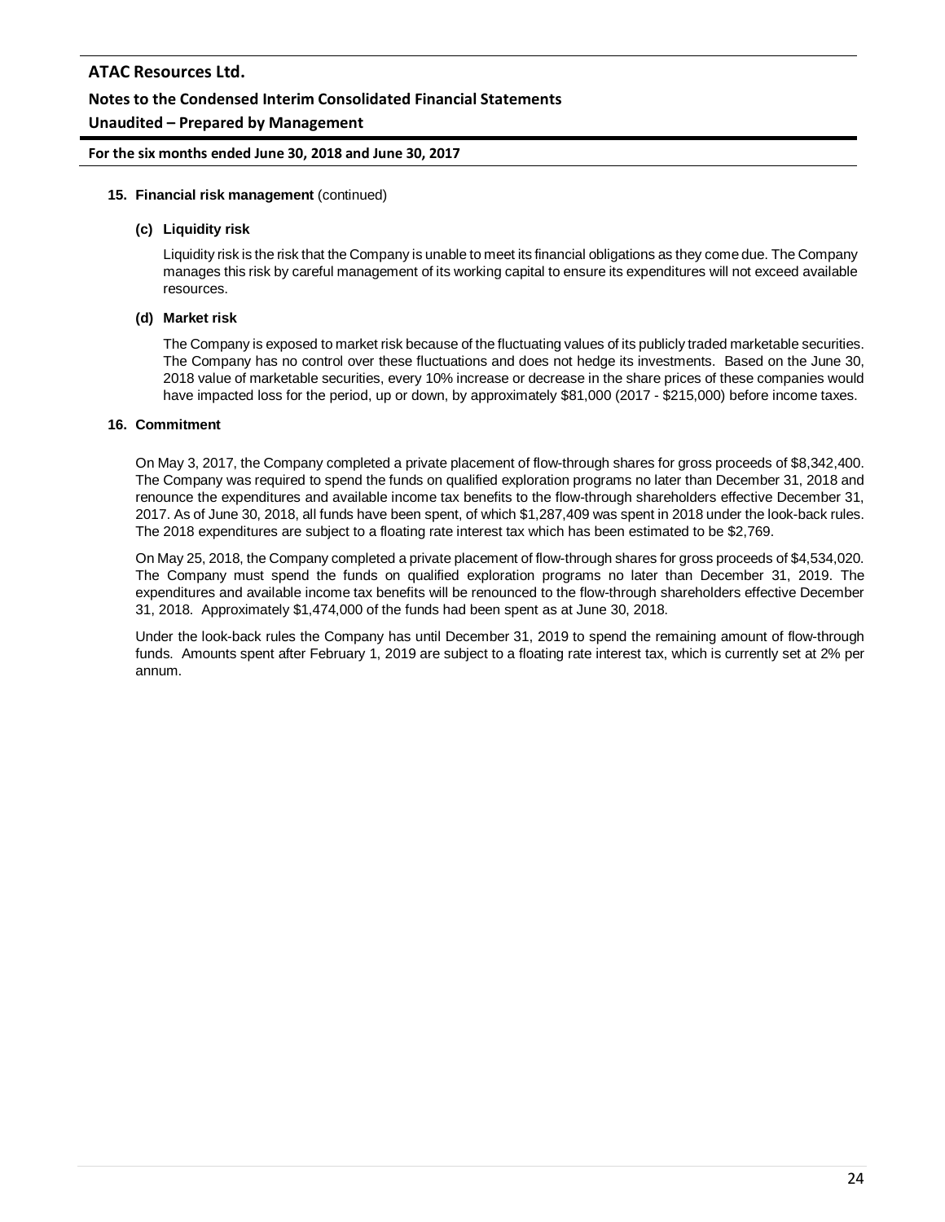**15. Financial risk management** (continued)

**(c) Liquidity risk**

Liquidity risk is the risk that the Company is unable to meet its financial obligations as they come due. The Company manages this risk by careful management of its working capital to ensure its expenditures will not exceed available resources.

**(d) Market risk**

The Company is exposed to market risk because of the fluctuating values of its publicly traded marketable securities. The Company has no control over these fluctuations and does not hedge its investments. Based on the June 30, 2018 value of marketable securities, every 10% increase or decrease in the share prices of these companies would have impacted loss for the period, up or down, by approximately $81,000 (2017 - $215,000) before income taxes.

**16. Commitment**

On May 3, 2017, the Company completed a private placement of flow-through shares for gross proceeds of $8,342,400. The Company was required to spend the funds on qualified exploration programs no later than December 31, 2018 and renounce the expenditures and available income tax benefits to the flow-through shareholders effective December 31, 2017. As of June 30, 2018, all funds have been spent, of which $1,287,409 was spent in 2018 under the look-back rules. The 2018 expenditures are subject to a floating rate interest tax which has been estimated to be $2,769.

On May 25, 2018, the Company completed a private placement of flow-through shares for gross proceeds of $4,534,020. The Company must spend the funds on qualified exploration programs no later than December 31, 2019. The expenditures and available income tax benefits will be renounced to the flow-through shareholders effective December 31, 2018. Approximately $1,474,000 of the funds had been spent as at June 30, 2018.

Under the look-back rules the Company has until December 31, 2019 to spend the remaining amount of flow-through funds. Amounts spent after February 1, 2019 are subject to a floating rate interest tax, which is currently set at 2% per annum.